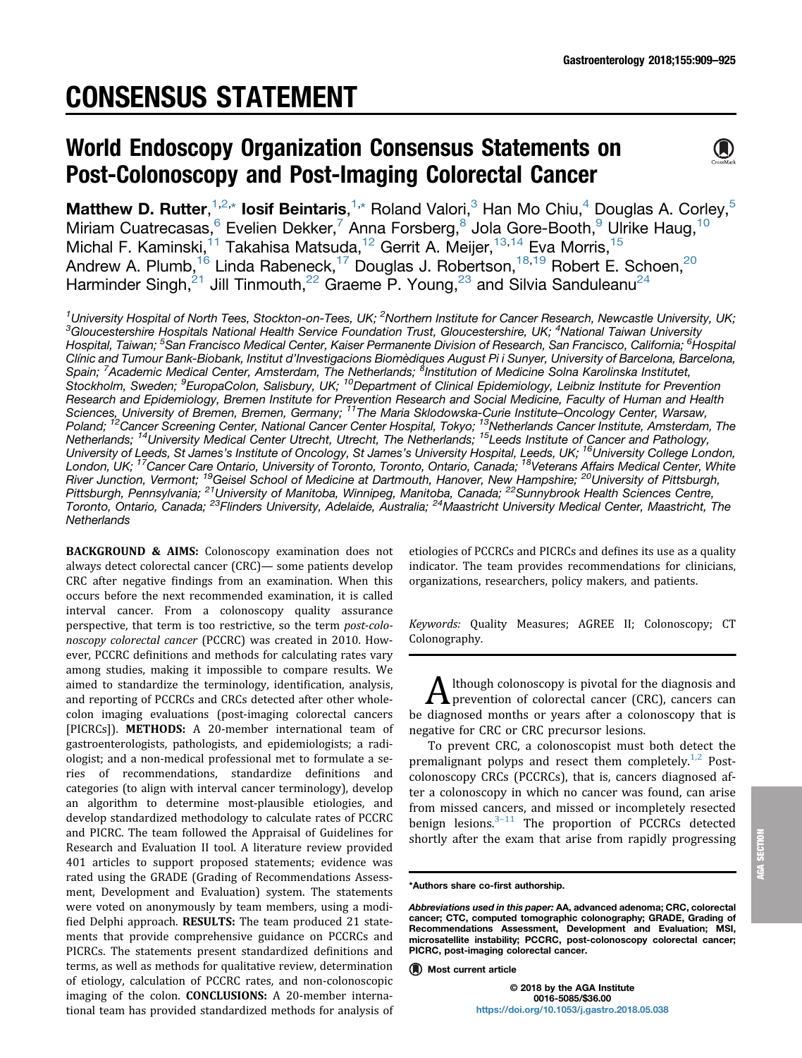# CONSENSUS STATEMENT

## World Endoscopy Organization Consensus Statements on Post-Colonoscopy and Post-Imaging Colorectal Cancer

**Matthew D. Rutter**,[1,2,*] **Iosif Beintaris**,[1,*] Roland Valori,[3] Han Mo Chiu,[4] Douglas A. Corley,[5] Miriam Cuatrecasas,[6] Evelien Dekker,[7] Anna Forsberg,[8] Jola Gore-Booth,[9] Ulrike Haug,[10] Michal F. Kaminski,[11] Takahisa Matsuda,[12] Gerrit A. Meijer,[13,14] Eva Morris,[15] Andrew A. Plumb,[16] Linda Rabeneck,[17] Douglas J. Robertson,[18,19] Robert E. Schoen,[20] Harminder Singh,[21] Jill Tinmouth,[22] Graeme P. Young,[23] and Silvia Sanduleanu[24]

*[1]University Hospital of North Tees, Stockton-on-Tees, UK; [2]Northern Institute for Cancer Research, Newcastle University, UK; [3]Gloucestershire Hospitals National Health Service Foundation Trust, Gloucestershire, UK; [4]National Taiwan University Hospital, Taiwan; [5]San Francisco Medical Center, Kaiser Permanente Division of Research, San Francisco, California; [6]Hospital Clínic and Tumour Bank-Biobank, Institut d'Investigacions Biomèdiques August Pi i Sunyer, University of Barcelona, Barcelona, Spain; [7]Academic Medical Center, Amsterdam, The Netherlands; [8]Institution of Medicine Solna Karolinska Institutet, Stockholm, Sweden; [9]EuropaColon, Salisbury, UK; [10]Department of Clinical Epidemiology, Leibniz Institute for Prevention Research and Epidemiology, Bremen Institute for Prevention Research and Social Medicine, Faculty of Human and Health Sciences, University of Bremen, Bremen, Germany; [11]The Maria Sklodowska-Curie Institute–Oncology Center, Warsaw, Poland; [12]Cancer Screening Center, National Cancer Center Hospital, Tokyo; [13]Netherlands Cancer Institute, Amsterdam, The Netherlands; [14]University Medical Center Utrecht, Utrecht, The Netherlands; [15]Leeds Institute of Cancer and Pathology, University of Leeds, St James's Institute of Oncology, St James's University Hospital, Leeds, UK; [16]University College London, London, UK; [17]Cancer Care Ontario, University of Toronto, Toronto, Ontario, Canada; [18]Veterans Affairs Medical Center, White River Junction, Vermont; [19]Geisel School of Medicine at Dartmouth, Hanover, New Hampshire; [20]University of Pittsburgh, Pittsburgh, Pennsylvania; [21]University of Manitoba, Winnipeg, Manitoba, Canada; [22]Sunnybrook Health Sciences Centre, Toronto, Ontario, Canada; [23]Flinders University, Adelaide, Australia; [24]Maastricht University Medical Center, Maastricht, The Netherlands*

**BACKGROUND & AIMS:** Colonoscopy examination does not always detect colorectal cancer (CRC)— some patients develop CRC after negative findings from an examination. When this occurs before the next recommended examination, it is called interval cancer. From a colonoscopy quality assurance perspective, that term is too restrictive, so the term *post-colonoscopy colorectal cancer* (PCCRC) was created in 2010. However, PCCRC definitions and methods for calculating rates vary among studies, making it impossible to compare results. We aimed to standardize the terminology, identification, analysis, and reporting of PCCRCs and CRCs detected after other whole-colon imaging evaluations (post-imaging colorectal cancers [PICRCs]). **METHODS:** A 20-member international team of gastroenterologists, pathologists, and epidemiologists; a radiologist; and a non-medical professional met to formulate a series of recommendations, standardize definitions and categories (to align with interval cancer terminology), develop an algorithm to determine most-plausible etiologies, and develop standardized methodology to calculate rates of PCCRC and PICRC. The team followed the Appraisal of Guidelines for Research and Evaluation II tool. A literature review provided 401 articles to support proposed statements; evidence was rated using the GRADE (Grading of Recommendations Assessment, Development and Evaluation) system. The statements were voted on anonymously by team members, using a modified Delphi approach. **RESULTS:** The team produced 21 statements that provide comprehensive guidance on PCCRCs and PICRCs. The statements present standardized definitions and terms, as well as methods for qualitative review, determination of etiology, calculation of PCCRC rates, and non-colonoscopic imaging of the colon. **CONCLUSIONS:** A 20-member international team has provided standardized methods for analysis of etiologies of PCCRCs and PICRCs and defines its use as a quality indicator. The team provides recommendations for clinicians, organizations, researchers, policy makers, and patients.

*Keywords:* Quality Measures; AGREE II; Colonoscopy; CT Colonography.

Although colonoscopy is pivotal for the diagnosis and prevention of colorectal cancer (CRC), cancers can be diagnosed months or years after a colonoscopy that is negative for CRC or CRC precursor lesions.

To prevent CRC, a colonoscopist must both detect the premalignant polyps and resect them completely.[1,2] Post-colonoscopy CRCs (PCCRCs), that is, cancers diagnosed after a colonoscopy in which no cancer was found, can arise from missed cancers, and missed or incompletely resected benign lesions.[3–11] The proportion of PCCRCs detected shortly after the exam that arise from rapidly progressing

\*Authors share co-first authorship.

*Abbreviations used in this paper:* AA, advanced adenoma; CRC, colorectal cancer; CTC, computed tomographic colonography; GRADE, Grading of Recommendations Assessment, Development and Evaluation; MSI, microsatellite instability; PCCRC, post-colonoscopy colorectal cancer; PICRC, post-imaging colorectal cancer.

Most current article

© 2018 by the AGA Institute
0016-5085/$36.00
https://doi.org/10.1053/j.gastro.2018.05.038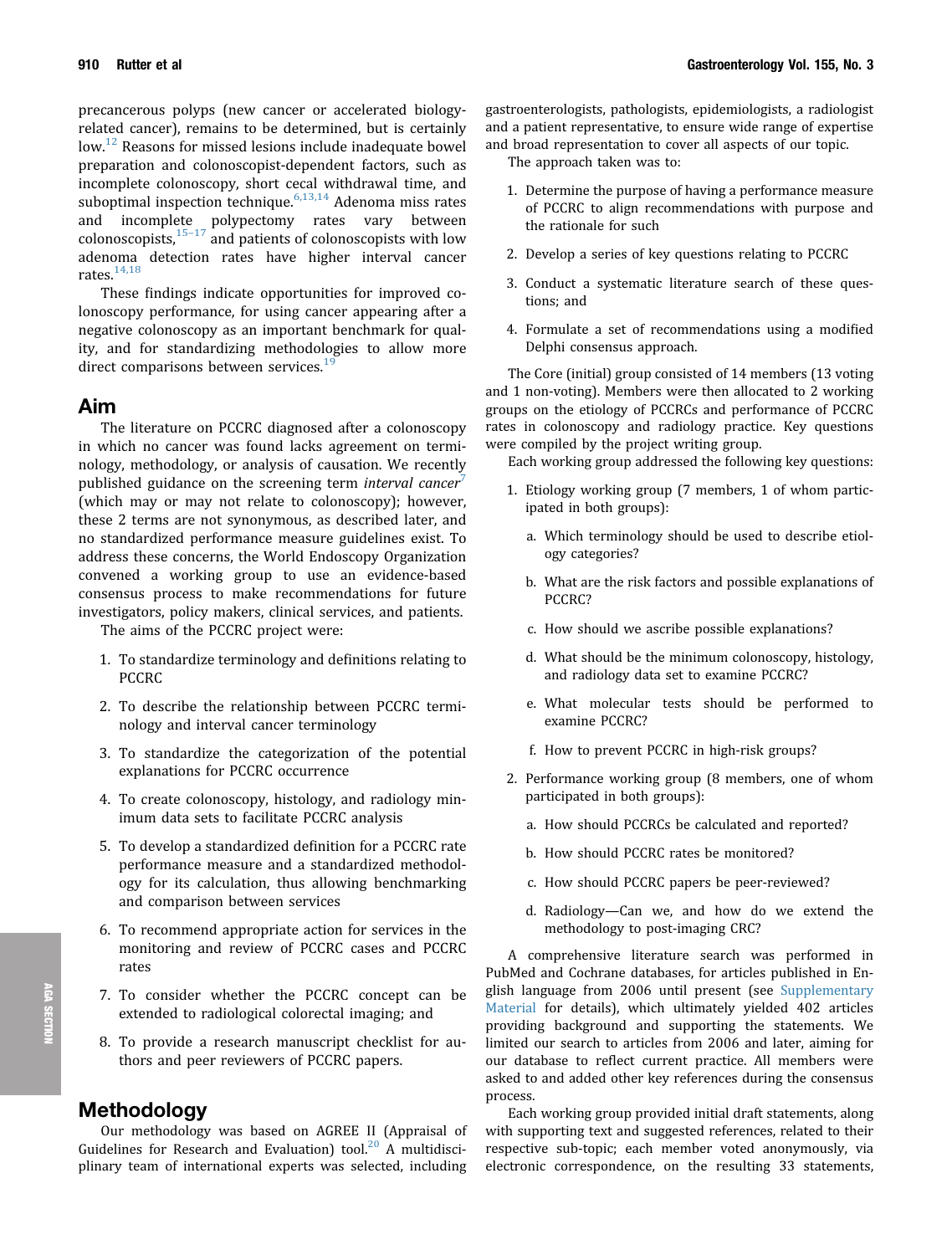precancerous polyps (new cancer or accelerated biology-related cancer), remains to be determined, but is certainly low.[12] Reasons for missed lesions include inadequate bowel preparation and colonoscopist-dependent factors, such as incomplete colonoscopy, short cecal withdrawal time, and suboptimal inspection technique.[6,13,14] Adenoma miss rates and incomplete polypectomy rates vary between colonoscopists,[15–17] and patients of colonoscopists with low adenoma detection rates have higher interval cancer rates.[14,18]

These findings indicate opportunities for improved colonoscopy performance, for using cancer appearing after a negative colonoscopy as an important benchmark for quality, and for standardizing methodologies to allow more direct comparisons between services.[19]

## Aim

The literature on PCCRC diagnosed after a colonoscopy in which no cancer was found lacks agreement on terminology, methodology, or analysis of causation. We recently published guidance on the screening term *interval cancer*[7] (which may or may not relate to colonoscopy); however, these 2 terms are not synonymous, as described later, and no standardized performance measure guidelines exist. To address these concerns, the World Endoscopy Organization convened a working group to use an evidence-based consensus process to make recommendations for future investigators, policy makers, clinical services, and patients.

The aims of the PCCRC project were:

1. To standardize terminology and definitions relating to PCCRC
2. To describe the relationship between PCCRC terminology and interval cancer terminology
3. To standardize the categorization of the potential explanations for PCCRC occurrence
4. To create colonoscopy, histology, and radiology minimum data sets to facilitate PCCRC analysis
5. To develop a standardized definition for a PCCRC rate performance measure and a standardized methodology for its calculation, thus allowing benchmarking and comparison between services
6. To recommend appropriate action for services in the monitoring and review of PCCRC cases and PCCRC rates
7. To consider whether the PCCRC concept can be extended to radiological colorectal imaging; and
8. To provide a research manuscript checklist for authors and peer reviewers of PCCRC papers.

## Methodology

Our methodology was based on AGREE II (Appraisal of Guidelines for Research and Evaluation) tool.[20] A multidisciplinary team of international experts was selected, including gastroenterologists, pathologists, epidemiologists, a radiologist and a patient representative, to ensure wide range of expertise and broad representation to cover all aspects of our topic.

The approach taken was to:

1. Determine the purpose of having a performance measure of PCCRC to align recommendations with purpose and the rationale for such
2. Develop a series of key questions relating to PCCRC
3. Conduct a systematic literature search of these questions; and
4. Formulate a set of recommendations using a modified Delphi consensus approach.

The Core (initial) group consisted of 14 members (13 voting and 1 non-voting). Members were then allocated to 2 working groups on the etiology of PCCRCs and performance of PCCRC rates in colonoscopy and radiology practice. Key questions were compiled by the project writing group.

Each working group addressed the following key questions:

1. Etiology working group (7 members, 1 of whom participated in both groups):
   a. Which terminology should be used to describe etiology categories?
   b. What are the risk factors and possible explanations of PCCRC?
   c. How should we ascribe possible explanations?
   d. What should be the minimum colonoscopy, histology, and radiology data set to examine PCCRC?
   e. What molecular tests should be performed to examine PCCRC?
   f. How to prevent PCCRC in high-risk groups?
2. Performance working group (8 members, one of whom participated in both groups):
   a. How should PCCRCs be calculated and reported?
   b. How should PCCRC rates be monitored?
   c. How should PCCRC papers be peer-reviewed?
   d. Radiology—Can we, and how do we extend the methodology to post-imaging CRC?

A comprehensive literature search was performed in PubMed and Cochrane databases, for articles published in English language from 2006 until present (see Supplementary Material for details), which ultimately yielded 402 articles providing background and supporting the statements. We limited our search to articles from 2006 and later, aiming for our database to reflect current practice. All members were asked to and added other key references during the consensus process.

Each working group provided initial draft statements, along with supporting text and suggested references, related to their respective sub-topic; each member voted anonymously, via electronic correspondence, on the resulting 33 statements,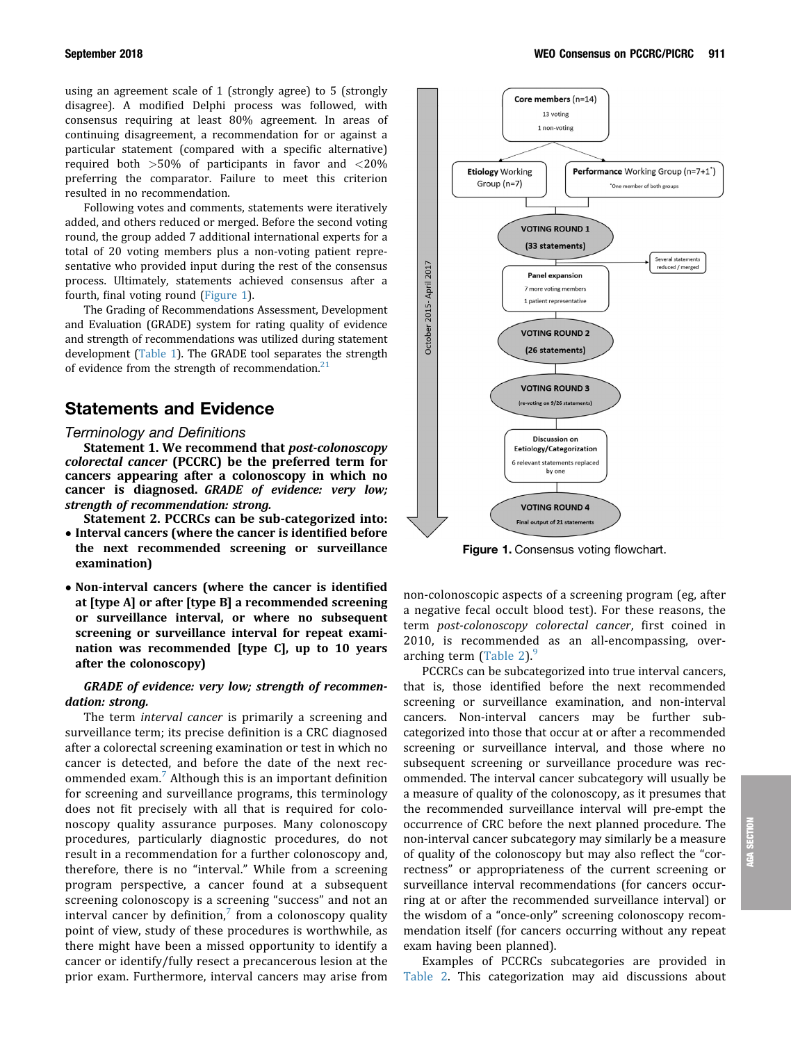using an agreement scale of 1 (strongly agree) to 5 (strongly disagree). A modified Delphi process was followed, with consensus requiring at least 80% agreement. In areas of continuing disagreement, a recommendation for or against a particular statement (compared with a specific alternative) required both >50% of participants in favor and <20% preferring the comparator. Failure to meet this criterion resulted in no recommendation.

Following votes and comments, statements were iteratively added, and others reduced or merged. Before the second voting round, the group added 7 additional international experts for a total of 20 voting members plus a non-voting patient representative who provided input during the rest of the consensus process. Ultimately, statements achieved consensus after a fourth, final voting round (Figure 1).

The Grading of Recommendations Assessment, Development and Evaluation (GRADE) system for rating quality of evidence and strength of recommendations was utilized during statement development (Table 1). The GRADE tool separates the strength of evidence from the strength of recommendation.[21]

## Statements and Evidence

### Terminology and Definitions

**Statement 1. We recommend that *post-colonoscopy colorectal cancer* (PCCRC) be the preferred term for cancers appearing after a colonoscopy in which no cancer is diagnosed. *GRADE of evidence: very low; strength of recommendation: strong.***

**Statement 2. PCCRCs can be sub-categorized into:**

- **Interval cancers (where the cancer is identified before the next recommended screening or surveillance examination)**
- **Non-interval cancers (where the cancer is identified at [type A] or after [type B] a recommended screening or surveillance interval, or where no subsequent screening or surveillance interval for repeat examination was recommended [type C], up to 10 years after the colonoscopy)**

***GRADE of evidence: very low; strength of recommendation: strong.***

The term *interval cancer* is primarily a screening and surveillance term; its precise definition is a CRC diagnosed after a colorectal screening examination or test in which no cancer is detected, and before the date of the next recommended exam.[7] Although this is an important definition for screening and surveillance programs, this terminology does not fit precisely with all that is required for colonoscopy quality assurance purposes. Many colonoscopy procedures, particularly diagnostic procedures, do not result in a recommendation for a further colonoscopy and, therefore, there is no "interval." While from a screening program perspective, a cancer found at a subsequent screening colonoscopy is a screening "success" and not an interval cancer by definition,[7] from a colonoscopy quality point of view, study of these procedures is worthwhile, as there might have been a missed opportunity to identify a cancer or identify/fully resect a precancerous lesion at the prior exam. Furthermore, interval cancers may arise from non-colonoscopic aspects of a screening program (eg, after a negative fecal occult blood test). For these reasons, the term *post-colonoscopy colorectal cancer*, first coined in 2010, is recommended as an all-encompassing, overarching term (Table 2).[9]

October 2015- April 2017

Core members (n=14)
13 voting
1 non-voting

Etiology Working Group (n=7)

Performance Working Group (n=7+1*)
*One member of both groups

VOTING ROUND 1
(33 statements)

Several statements reduced / merged

Panel expansion
7 more voting members
1 patient representative

VOTING ROUND 2
(26 statements)

VOTING ROUND 3
(re-voting on 9/26 statements)

Discussion on Eetiology/Categorization
6 relevant statements replaced by one

VOTING ROUND 4
Final output of 21 statements

**Figure 1.** Consensus voting flowchart.

PCCRCs can be subcategorized into true interval cancers, that is, those identified before the next recommended screening or surveillance examination, and non-interval cancers. Non-interval cancers may be further subcategorized into those that occur at or after a recommended screening or surveillance interval, and those where no subsequent screening or surveillance procedure was recommended. The interval cancer subcategory will usually be a measure of quality of the colonoscopy, as it presumes that the recommended surveillance interval will pre-empt the occurrence of CRC before the next planned procedure. The non-interval cancer subcategory may similarly be a measure of quality of the colonoscopy but may also reflect the "correctness" or appropriateness of the current screening or surveillance interval recommendations (for cancers occurring at or after the recommended surveillance interval) or the wisdom of a "once-only" screening colonoscopy recommendation itself (for cancers occurring without any repeat exam having been planned).

Examples of PCCRCs subcategories are provided in Table 2. This categorization may aid discussions about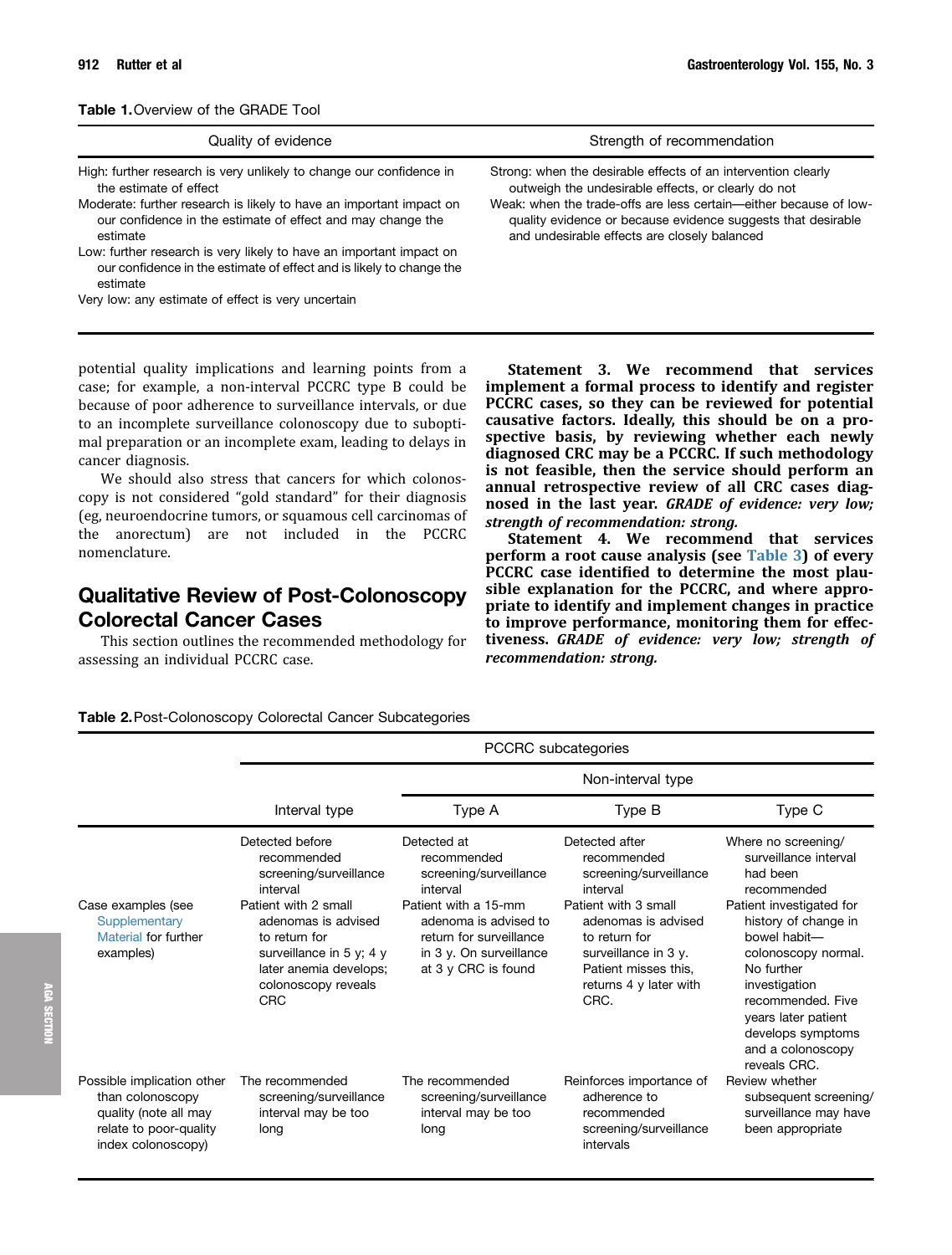**Table 1.** Overview of the GRADE Tool

| Quality of evidence | Strength of recommendation |
|---|---|
| High: further research is very unlikely to change our confidence in the estimate of effect<br>Moderate: further research is likely to have an important impact on our confidence in the estimate of effect and may change the estimate<br>Low: further research is very likely to have an important impact on our confidence in the estimate of effect and is likely to change the estimate<br>Very low: any estimate of effect is very uncertain | Strong: when the desirable effects of an intervention clearly outweigh the undesirable effects, or clearly do not<br>Weak: when the trade-offs are less certain—either because of low-quality evidence or because evidence suggests that desirable and undesirable effects are closely balanced |

potential quality implications and learning points from a case; for example, a non-interval PCCRC type B could be because of poor adherence to surveillance intervals, or due to an incomplete surveillance colonoscopy due to suboptimal preparation or an incomplete exam, leading to delays in cancer diagnosis.

We should also stress that cancers for which colonoscopy is not considered "gold standard" for their diagnosis (eg, neuroendocrine tumors, or squamous cell carcinomas of the anorectum) are not included in the PCCRC nomenclature.

## Qualitative Review of Post-Colonoscopy Colorectal Cancer Cases

This section outlines the recommended methodology for assessing an individual PCCRC case.

**Statement 3. We recommend that services implement a formal process to identify and register PCCRC cases, so they can be reviewed for potential causative factors. Ideally, this should be on a prospective basis, by reviewing whether each newly diagnosed CRC may be a PCCRC. If such methodology is not feasible, then the service should perform an annual retrospective review of all CRC cases diagnosed in the last year.** ***GRADE of evidence: very low; strength of recommendation: strong.***

**Statement 4. We recommend that services perform a root cause analysis (see Table 3) of every PCCRC case identified to determine the most plausible explanation for the PCCRC, and where appropriate to identify and implement changes in practice to improve performance, monitoring them for effectiveness.** ***GRADE of evidence: very low; strength of recommendation: strong.***

**Table 2.** Post-Colonoscopy Colorectal Cancer Subcategories

| | PCCRC subcategories | | | |
|---|---|---|---|---|
| | | Non-interval type | | |
| | Interval type | Type A | Type B | Type C |
| | Detected before recommended screening/surveillance interval | Detected at recommended screening/surveillance interval | Detected after recommended screening/surveillance interval | Where no screening/surveillance interval had been recommended |
| Case examples (see Supplementary Material for further examples) | Patient with 2 small adenomas is advised to return for surveillance in 5 y; 4 y later anemia develops; colonoscopy reveals CRC | Patient with a 15-mm adenoma is advised to return for surveillance in 3 y. On surveillance at 3 y CRC is found | Patient with 3 small adenomas is advised to return for surveillance in 3 y. Patient misses this, returns 4 y later with CRC. | Patient investigated for history of change in bowel habit—colonoscopy normal. No further investigation recommended. Five years later patient develops symptoms and a colonoscopy reveals CRC. |
| Possible implication other than colonoscopy quality (note all may relate to poor-quality index colonoscopy) | The recommended screening/surveillance interval may be too long | The recommended screening/surveillance interval may be too long | Reinforces importance of adherence to recommended screening/surveillance intervals | Review whether subsequent screening/surveillance may have been appropriate |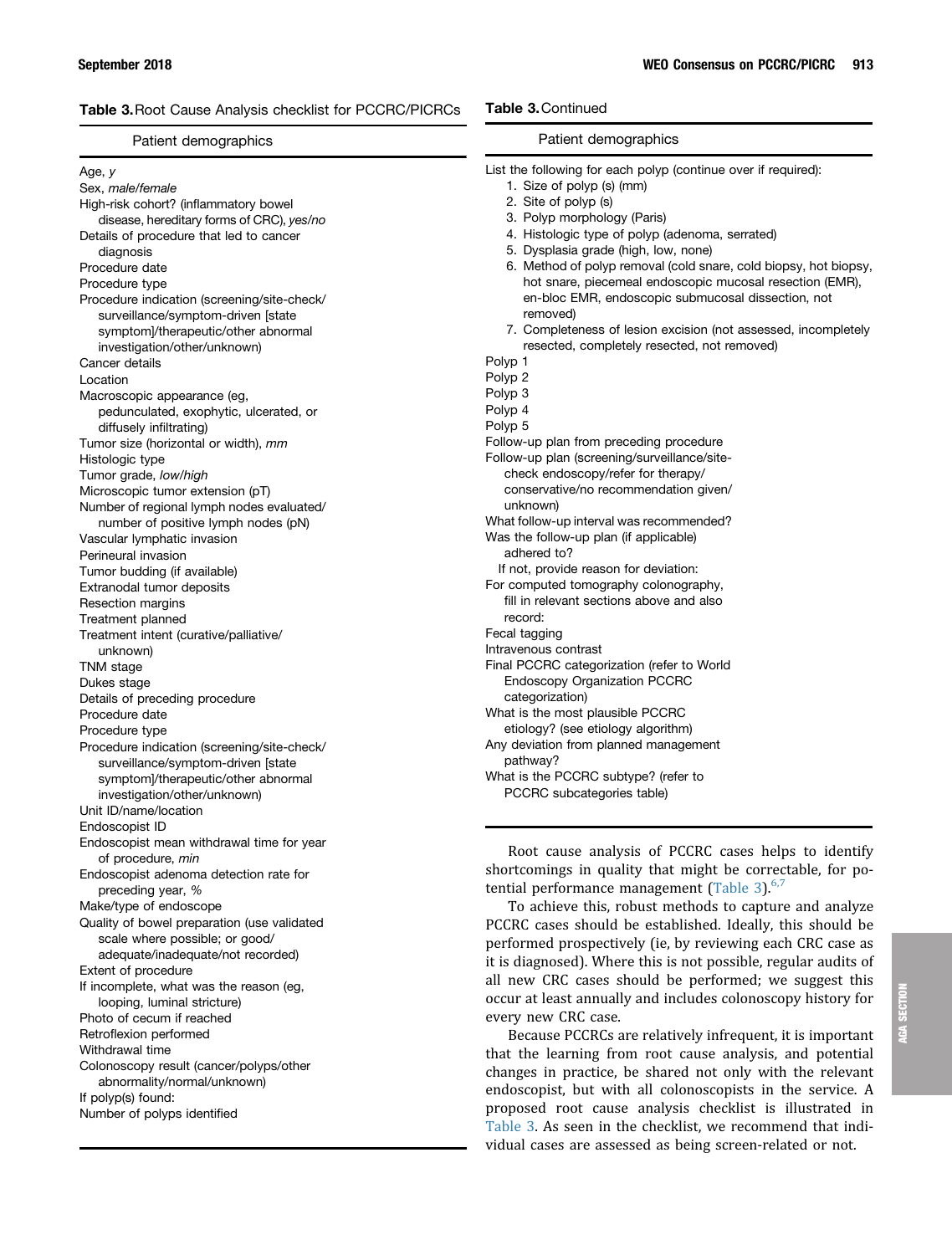**Table 3.** Root Cause Analysis checklist for PCCRC/PICRCs

| Patient demographics |
| --- |
| Age, *y* |
| Sex, *male/female* |
| High-risk cohort? (inflammatory bowel disease, hereditary forms of CRC), *yes/no* |
| Details of procedure that led to cancer diagnosis |
| Procedure date |
| Procedure type |
| Procedure indication (screening/site-check/surveillance/symptom-driven [state symptom]/therapeutic/other abnormal investigation/other/unknown) |
| Cancer details |
| Location |
| Macroscopic appearance (eg, pedunculated, exophytic, ulcerated, or diffusely infiltrating) |
| Tumor size (horizontal or width), *mm* |
| Histologic type |
| Tumor grade, *low/high* |
| Microscopic tumor extension (pT) |
| Number of regional lymph nodes evaluated/number of positive lymph nodes (pN) |
| Vascular lymphatic invasion |
| Perineural invasion |
| Tumor budding (if available) |
| Extranodal tumor deposits |
| Resection margins |
| Treatment planned |
| Treatment intent (curative/palliative/unknown) |
| TNM stage |
| Dukes stage |
| Details of preceding procedure |
| Procedure date |
| Procedure type |
| Procedure indication (screening/site-check/surveillance/symptom-driven [state symptom]/therapeutic/other abnormal investigation/other/unknown) |
| Unit ID/name/location |
| Endoscopist ID |
| Endoscopist mean withdrawal time for year of procedure, *min* |
| Endoscopist adenoma detection rate for preceding year, % |
| Make/type of endoscope |
| Quality of bowel preparation (use validated scale where possible; or good/adequate/inadequate/not recorded) |
| Extent of procedure |
| If incomplete, what was the reason (eg, looping, luminal stricture) |
| Photo of cecum if reached |
| Retroflexion performed |
| Withdrawal time |
| Colonoscopy result (cancer/polyps/other abnormality/normal/unknown) |
| If polyp(s) found: |
| Number of polyps identified |
| List the following for each polyp (continue over if required): 1. Size of polyp (s) (mm) 2. Site of polyp (s) 3. Polyp morphology (Paris) 4. Histologic type of polyp (adenoma, serrated) 5. Dysplasia grade (high, low, none) 6. Method of polyp removal (cold snare, cold biopsy, hot biopsy, hot snare, piecemeal endoscopic mucosal resection (EMR), en-bloc EMR, endoscopic submucosal dissection, not removed) 7. Completeness of lesion excision (not assessed, incompletely resected, completely resected, not removed) |
| Polyp 1 |
| Polyp 2 |
| Polyp 3 |
| Polyp 4 |
| Polyp 5 |
| Follow-up plan from preceding procedure |
| Follow-up plan (screening/surveillance/site-check endoscopy/refer for therapy/conservative/no recommendation given/unknown) |
| What follow-up interval was recommended? |
| Was the follow-up plan (if applicable) adhered to? |
| If not, provide reason for deviation: |
| For computed tomography colonography, fill in relevant sections above and also record: |
| Fecal tagging |
| Intravenous contrast |
| Final PCCRC categorization (refer to World Endoscopy Organization PCCRC categorization) |
| What is the most plausible PCCRC etiology? (see etiology algorithm) |
| Any deviation from planned management pathway? |
| What is the PCCRC subtype? (refer to PCCRC subcategories table) |

Root cause analysis of PCCRC cases helps to identify shortcomings in quality that might be correctable, for potential performance management (Table 3).[6,7]

To achieve this, robust methods to capture and analyze PCCRC cases should be established. Ideally, this should be performed prospectively (ie, by reviewing each CRC case as it is diagnosed). Where this is not possible, regular audits of all new CRC cases should be performed; we suggest this occur at least annually and includes colonoscopy history for every new CRC case.

Because PCCRCs are relatively infrequent, it is important that the learning from root cause analysis, and potential changes in practice, be shared not only with the relevant endoscopist, but with all colonoscopists in the service. A proposed root cause analysis checklist is illustrated in Table 3. As seen in the checklist, we recommend that individual cases are assessed as being screen-related or not.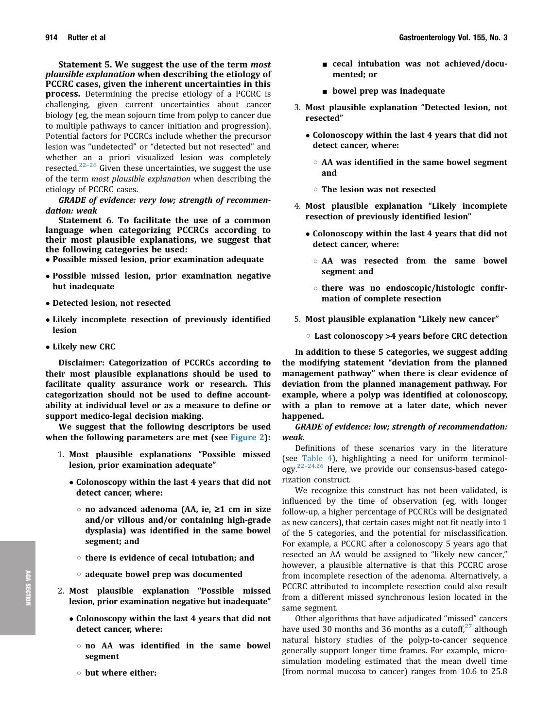**Statement 5. We suggest the use of the term *most plausible explanation* when describing the etiology of PCCRC cases, given the inherent uncertainties in this process.** Determining the precise etiology of a PCCRC is challenging, given current uncertainties about cancer biology (eg, the mean sojourn time from polyp to cancer due to multiple pathways to cancer initiation and progression). Potential factors for PCCRCs include whether the precursor lesion was "undetected" or "detected but not resected" and whether an a priori visualized lesion was completely resected.[22–26] Given these uncertainties, we suggest the use of the term *most plausible explanation* when describing the etiology of PCCRC cases.

***GRADE of evidence: very low; strength of recommendation: weak***

**Statement 6. To facilitate the use of a common language when categorizing PCCRCs according to their most plausible explanations, we suggest that the following categories be used:**

- **Possible missed lesion, prior examination adequate**
- **Possible missed lesion, prior examination negative but inadequate**
- **Detected lesion, not resected**
- **Likely incomplete resection of previously identified lesion**
- **Likely new CRC**

**Disclaimer: Categorization of PCCRCs according to their most plausible explanations should be used to facilitate quality assurance work or research. This categorization should not be used to define accountability at individual level or as a measure to define or support medico-legal decision making.**

**We suggest that the following descriptors be used when the following parameters are met (see Figure 2):**

1. **Most plausible explanations "Possible missed lesion, prior examination adequate"**
   - **Colonoscopy within the last 4 years that did not detect cancer, where:**
     - **no advanced adenoma (AA, ie, ≥1 cm in size and/or villous and/or containing high-grade dysplasia) was identified in the same bowel segment; and**
     - **there is evidence of cecal intubation; and**
     - **adequate bowel prep was documented**
2. **Most plausible explanation "Possible missed lesion, prior examination negative but inadequate"**
   - **Colonoscopy within the last 4 years that did not detect cancer, where:**
     - **no AA was identified in the same bowel segment**
     - **but where either:**
       - **cecal intubation was not achieved/documented; or**
       - **bowel prep was inadequate**
3. **Most plausible explanation "Detected lesion, not resected"**
   - **Colonoscopy within the last 4 years that did not detect cancer, where:**
     - **AA was identified in the same bowel segment and**
     - **The lesion was not resected**
4. **Most plausible explanation "Likely incomplete resection of previously identified lesion"**
   - **Colonoscopy within the last 4 years that did not detect cancer, where:**
     - **AA was resected from the same bowel segment and**
     - **there was no endoscopic/histologic confirmation of complete resection**
5. **Most plausible explanation "Likely new cancer"**
   - **Last colonoscopy >4 years before CRC detection**

**In addition to these 5 categories, we suggest adding the modifying statement "deviation from the planned management pathway" when there is clear evidence of deviation from the planned management pathway. For example, where a polyp was identified at colonoscopy, with a plan to remove at a later date, which never happened.**

***GRADE of evidence: low; strength of recommendation: weak.***

Definitions of these scenarios vary in the literature (see Table 4), highlighting a need for uniform terminology.[22–24,26] Here, we provide our consensus-based categorization construct.

We recognize this construct has not been validated, is influenced by the time of observation (eg, with longer follow-up, a higher percentage of PCCRCs will be designated as new cancers), that certain cases might not fit neatly into 1 of the 5 categories, and the potential for misclassification. For example, a PCCRC after a colonoscopy 5 years ago that resected an AA would be assigned to "likely new cancer," however, a plausible alternative is that this PCCRC arose from incomplete resection of the adenoma. Alternatively, a PCCRC attributed to incomplete resection could also result from a different missed synchronous lesion located in the same segment.

Other algorithms that have adjudicated "missed" cancers have used 30 months and 36 months as a cutoff,[27] although natural history studies of the polyp-to-cancer sequence generally support longer time frames. For example, microsimulation modeling estimated that the mean dwell time (from normal mucosa to cancer) ranges from 10.6 to 25.8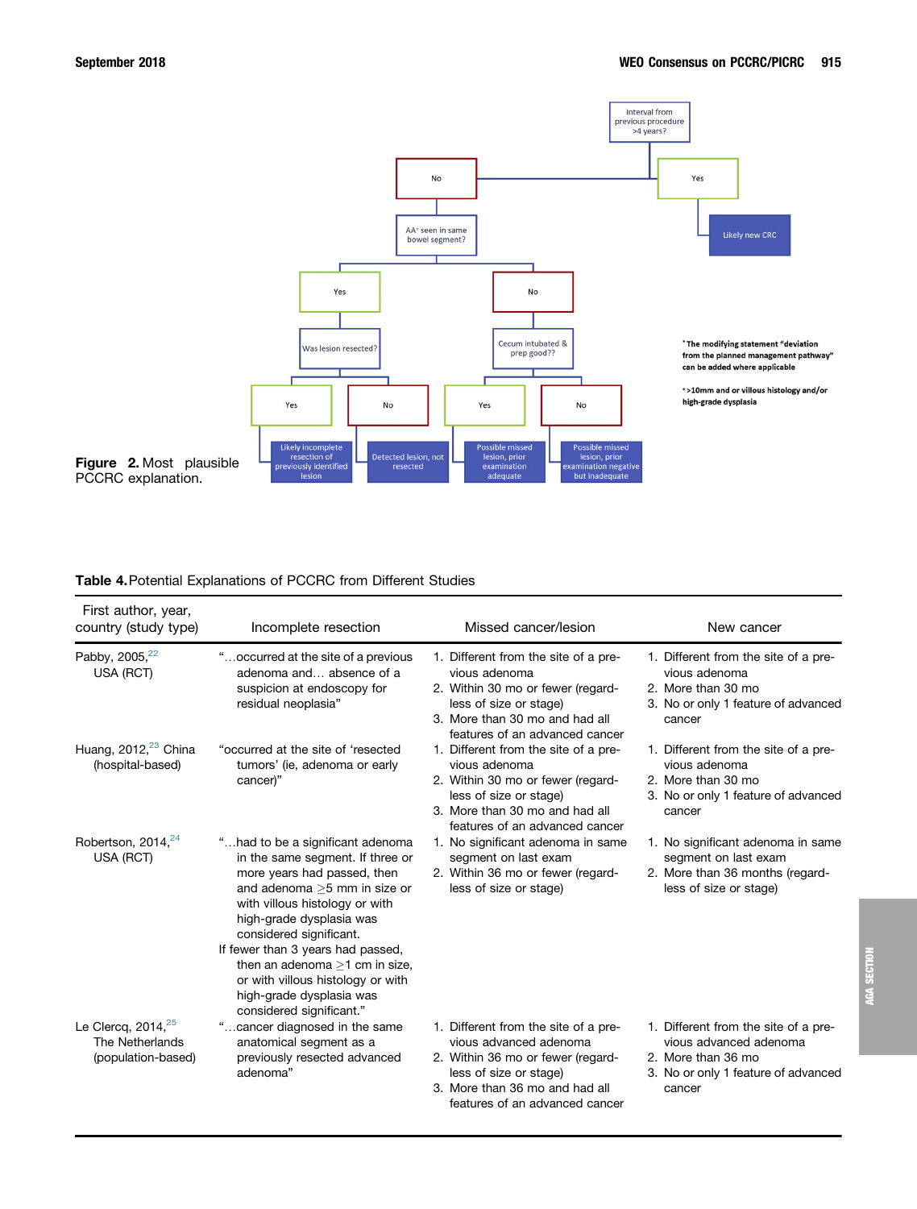Interval from previous procedure >4 years?

- No
  - AA[+] seen in same bowel segment?
    - Yes
      - Was lesion resected?
        - Yes → Likely incomplete resection of previously identified lesion
        - No → Detected lesion, not resected
    - No
      - Cecum intubated & prep good??
        - Yes → Possible missed lesion, prior examination adequate
        - No → Possible missed lesion, prior examination negative but inadequate
- Yes → Likely new CRC

[*] The modifying statement "deviation from the planned management pathway" can be added where applicable

[+] >10mm and or villous histology and/or high-grade dysplasia

**Figure 2.** Most plausible PCCRC explanation.

**Table 4.** Potential Explanations of PCCRC from Different Studies

| First author, year, country (study type) | Incomplete resection | Missed cancer/lesion | New cancer |
| --- | --- | --- | --- |
| Pabby, 2005,[22] USA (RCT) | "…occurred at the site of a previous adenoma and… absence of a suspicion at endoscopy for residual neoplasia" | 1. Different from the site of a previous adenoma<br>2. Within 30 mo or fewer (regardless of size or stage)<br>3. More than 30 mo and had all features of an advanced cancer | 1. Different from the site of a previous adenoma<br>2. More than 30 mo<br>3. No or only 1 feature of advanced cancer |
| Huang, 2012,[23] China (hospital-based) | "occurred at the site of 'resected tumors' (ie, adenoma or early cancer)" | 1. Different from the site of a previous adenoma<br>2. Within 30 mo or fewer (regardless of size or stage)<br>3. More than 30 mo and had all features of an advanced cancer | 1. Different from the site of a previous adenoma<br>2. More than 30 mo<br>3. No or only 1 feature of advanced cancer |
| Robertson, 2014,[24] USA (RCT) | "…had to be a significant adenoma in the same segment. If three or more years had passed, then and adenoma ≥5 mm in size or with villous histology or with high-grade dysplasia was considered significant.<br>If fewer than 3 years had passed, then an adenoma ≥1 cm in size, or with villous histology or with high-grade dysplasia was considered significant." | 1. No significant adenoma in same segment on last exam<br>2. Within 36 mo or fewer (regardless of size or stage) | 1. No significant adenoma in same segment on last exam<br>2. More than 36 months (regardless of size or stage) |
| Le Clercq, 2014,[25] The Netherlands (population-based) | "…cancer diagnosed in the same anatomical segment as a previously resected advanced adenoma" | 1. Different from the site of a previous advanced adenoma<br>2. Within 36 mo or fewer (regardless of size or stage)<br>3. More than 36 mo and had all features of an advanced cancer | 1. Different from the site of a previous advanced adenoma<br>2. More than 36 mo<br>3. No or only 1 feature of advanced cancer |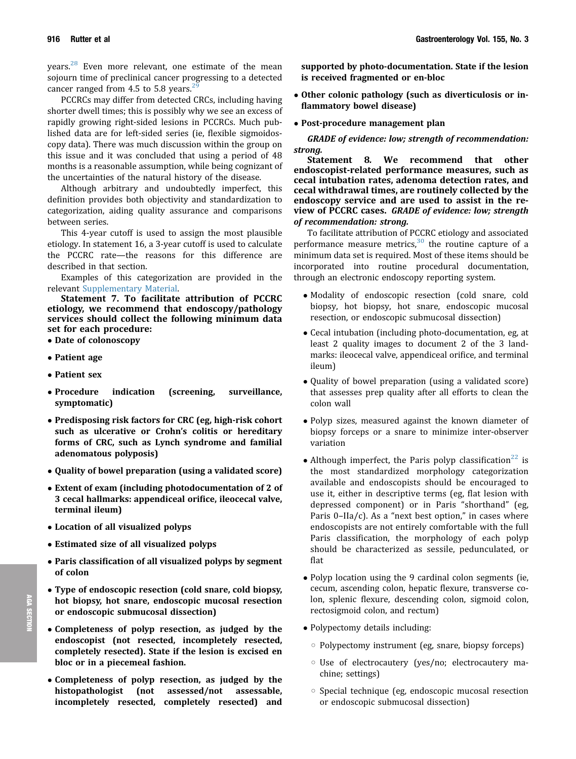years.[28] Even more relevant, one estimate of the mean sojourn time of preclinical cancer progressing to a detected cancer ranged from 4.5 to 5.8 years.[29]

PCCRCs may differ from detected CRCs, including having shorter dwell times; this is possibly why we see an excess of rapidly growing right-sided lesions in PCCRCs. Much published data are for left-sided series (ie, flexible sigmoidoscopy data). There was much discussion within the group on this issue and it was concluded that using a period of 48 months is a reasonable assumption, while being cognizant of the uncertainties of the natural history of the disease.

Although arbitrary and undoubtedly imperfect, this definition provides both objectivity and standardization to categorization, aiding quality assurance and comparisons between series.

This 4-year cutoff is used to assign the most plausible etiology. In statement 16, a 3-year cutoff is used to calculate the PCCRC rate—the reasons for this difference are described in that section.

Examples of this categorization are provided in the relevant Supplementary Material.

**Statement 7. To facilitate attribution of PCCRC etiology, we recommend that endoscopy/pathology services should collect the following minimum data set for each procedure:**

- **Date of colonoscopy**
- **Patient age**
- **Patient sex**
- **Procedure indication (screening, surveillance, symptomatic)**
- **Predisposing risk factors for CRC (eg, high-risk cohort such as ulcerative or Crohn's colitis or hereditary forms of CRC, such as Lynch syndrome and familial adenomatous polyposis)**
- **Quality of bowel preparation (using a validated score)**
- **Extent of exam (including photodocumentation of 2 of 3 cecal hallmarks: appendiceal orifice, ileocecal valve, terminal ileum)**
- **Location of all visualized polyps**
- **Estimated size of all visualized polyps**
- **Paris classification of all visualized polyps by segment of colon**
- **Type of endoscopic resection (cold snare, cold biopsy, hot biopsy, hot snare, endoscopic mucosal resection or endoscopic submucosal dissection)**
- **Completeness of polyp resection, as judged by the endoscopist (not resected, incompletely resected, completely resected). State if the lesion is excised en bloc or in a piecemeal fashion.**
- **Completeness of polyp resection, as judged by the histopathologist (not assessed/not assessable, incompletely resected, completely resected) and supported by photo-documentation. State if the lesion is received fragmented or en-bloc**
- **Other colonic pathology (such as diverticulosis or inflammatory bowel disease)**
- **Post-procedure management plan**

***GRADE of evidence: low; strength of recommendation: strong.***

**Statement 8. We recommend that other endoscopist-related performance measures, such as cecal intubation rates, adenoma detection rates, and cecal withdrawal times, are routinely collected by the endoscopy service and are used to assist in the review of PCCRC cases.** ***GRADE of evidence: low; strength of recommendation: strong.***

To facilitate attribution of PCCRC etiology and associated performance measure metrics,[30] the routine capture of a minimum data set is required. Most of these items should be incorporated into routine procedural documentation, through an electronic endoscopy reporting system.

- Modality of endoscopic resection (cold snare, cold biopsy, hot biopsy, hot snare, endoscopic mucosal resection, or endoscopic submucosal dissection)
- Cecal intubation (including photo-documentation, eg, at least 2 quality images to document 2 of the 3 landmarks: ileocecal valve, appendiceal orifice, and terminal ileum)
- Quality of bowel preparation (using a validated score) that assesses prep quality after all efforts to clean the colon wall
- Polyp sizes, measured against the known diameter of biopsy forceps or a snare to minimize inter-observer variation
- Although imperfect, the Paris polyp classification[22] is the most standardized morphology categorization available and endoscopists should be encouraged to use it, either in descriptive terms (eg, flat lesion with depressed component) or in Paris "shorthand" (eg, Paris 0–IIa/c). As a "next best option," in cases where endoscopists are not entirely comfortable with the full Paris classification, the morphology of each polyp should be characterized as sessile, pedunculated, or flat
- Polyp location using the 9 cardinal colon segments (ie, cecum, ascending colon, hepatic flexure, transverse colon, splenic flexure, descending colon, sigmoid colon, rectosigmoid colon, and rectum)
- Polypectomy details including:
    - Polypectomy instrument (eg, snare, biopsy forceps)
    - Use of electrocautery (yes/no; electrocautery machine; settings)
    - Special technique (eg, endoscopic mucosal resection or endoscopic submucosal dissection)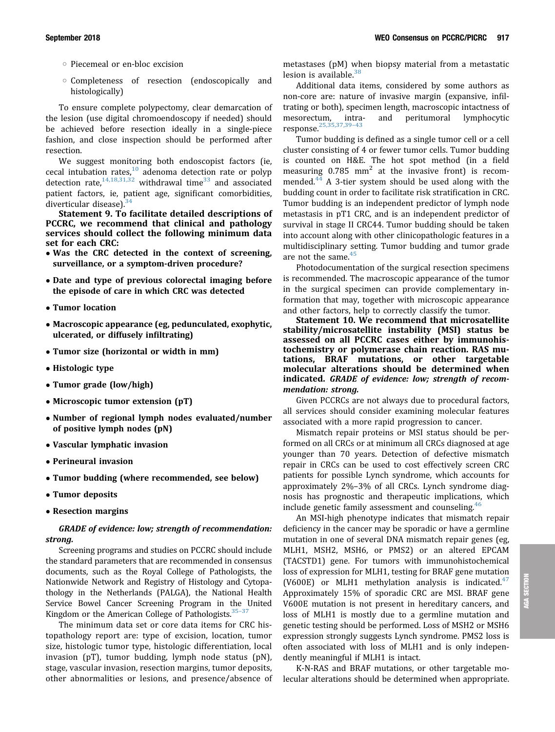- Piecemeal or en-bloc excision
- Completeness of resection (endoscopically and histologically)

To ensure complete polypectomy, clear demarcation of the lesion (use digital chromoendoscopy if needed) should be achieved before resection ideally in a single-piece fashion, and close inspection should be performed after resection.

We suggest monitoring both endoscopist factors (ie, cecal intubation rates,[10] adenoma detection rate or polyp detection rate,[14,18,31,32] withdrawal time[33] and associated patient factors, ie, patient age, significant comorbidities, diverticular disease).[34]

**Statement 9. To facilitate detailed descriptions of PCCRC, we recommend that clinical and pathology services should collect the following minimum data set for each CRC:**

- **Was the CRC detected in the context of screening, surveillance, or a symptom-driven procedure?**
- **Date and type of previous colorectal imaging before the episode of care in which CRC was detected**
- **Tumor location**
- **Macroscopic appearance (eg, pedunculated, exophytic, ulcerated, or diffusely infiltrating)**
- **Tumor size (horizontal or width in mm)**
- **Histologic type**
- **Tumor grade (low/high)**
- **Microscopic tumor extension (pT)**
- **Number of regional lymph nodes evaluated/number of positive lymph nodes (pN)**
- **Vascular lymphatic invasion**
- **Perineural invasion**
- **Tumor budding (where recommended, see below)**
- **Tumor deposits**
- **Resection margins**

***GRADE of evidence: low; strength of recommendation: strong.***

Screening programs and studies on PCCRC should include the standard parameters that are recommended in consensus documents, such as the Royal College of Pathologists, the Nationwide Network and Registry of Histology and Cytopathology in the Netherlands (PALGA), the National Health Service Bowel Cancer Screening Program in the United Kingdom or the American College of Pathologists.[35–37]

The minimum data set or core data items for CRC histopathology report are: type of excision, location, tumor size, histologic tumor type, histologic differentiation, local invasion (pT), tumor budding, lymph node status (pN), stage, vascular invasion, resection margins, tumor deposits, other abnormalities or lesions, and presence/absence of metastases (pM) when biopsy material from a metastatic lesion is available.[38]

Additional data items, considered by some authors as non-core are: nature of invasive margin (expansive, infiltrating or both), specimen length, macroscopic intactness of mesorectum, intra- and peritumoral lymphocytic response.[25,35,37,39–43]

Tumor budding is defined as a single tumor cell or a cell cluster consisting of 4 or fewer tumor cells. Tumor budding is counted on H&E. The hot spot method (in a field measuring 0.785 $mm^2$ at the invasive front) is recommended.[44] A 3-tier system should be used along with the budding count in order to facilitate risk stratification in CRC. Tumor budding is an independent predictor of lymph node metastasis in pT1 CRC, and is an independent predictor of survival in stage II CRC44. Tumor budding should be taken into account along with other clinicopathologic features in a multidisciplinary setting. Tumor budding and tumor grade are not the same.[45]

Photodocumentation of the surgical resection specimens is recommended. The macroscopic appearance of the tumor in the surgical specimen can provide complementary information that may, together with microscopic appearance and other factors, help to correctly classify the tumor.

**Statement 10. We recommend that microsatellite stability/microsatellite instability (MSI) status be assessed on all PCCRC cases either by immunohistochemistry or polymerase chain reaction. RAS mutations, BRAF mutations, or other targetable molecular alterations should be determined when indicated.** ***GRADE of evidence: low; strength of recommendation: strong.***

Given PCCRCs are not always due to procedural factors, all services should consider examining molecular features associated with a more rapid progression to cancer.

Mismatch repair proteins or MSI status should be performed on all CRCs or at minimum all CRCs diagnosed at age younger than 70 years. Detection of defective mismatch repair in CRCs can be used to cost effectively screen CRC patients for possible Lynch syndrome, which accounts for approximately 2%–3% of all CRCs. Lynch syndrome diagnosis has prognostic and therapeutic implications, which include genetic family assessment and counseling.[46]

An MSI-high phenotype indicates that mismatch repair deficiency in the cancer may be sporadic or have a germline mutation in one of several DNA mismatch repair genes (eg, MLH1, MSH2, MSH6, or PMS2) or an altered EPCAM (TACSTD1) gene. For tumors with immunohistochemical loss of expression for MLH1, testing for BRAF gene mutation (V600E) or MLH1 methylation analysis is indicated.[47] Approximately 15% of sporadic CRC are MSI. BRAF gene V600E mutation is not present in hereditary cancers, and loss of MLH1 is mostly due to a germline mutation and genetic testing should be performed. Loss of MSH2 or MSH6 expression strongly suggests Lynch syndrome. PMS2 loss is often associated with loss of MLH1 and is only independently meaningful if MLH1 is intact.

K-N-RAS and BRAF mutations, or other targetable molecular alterations should be determined when appropriate.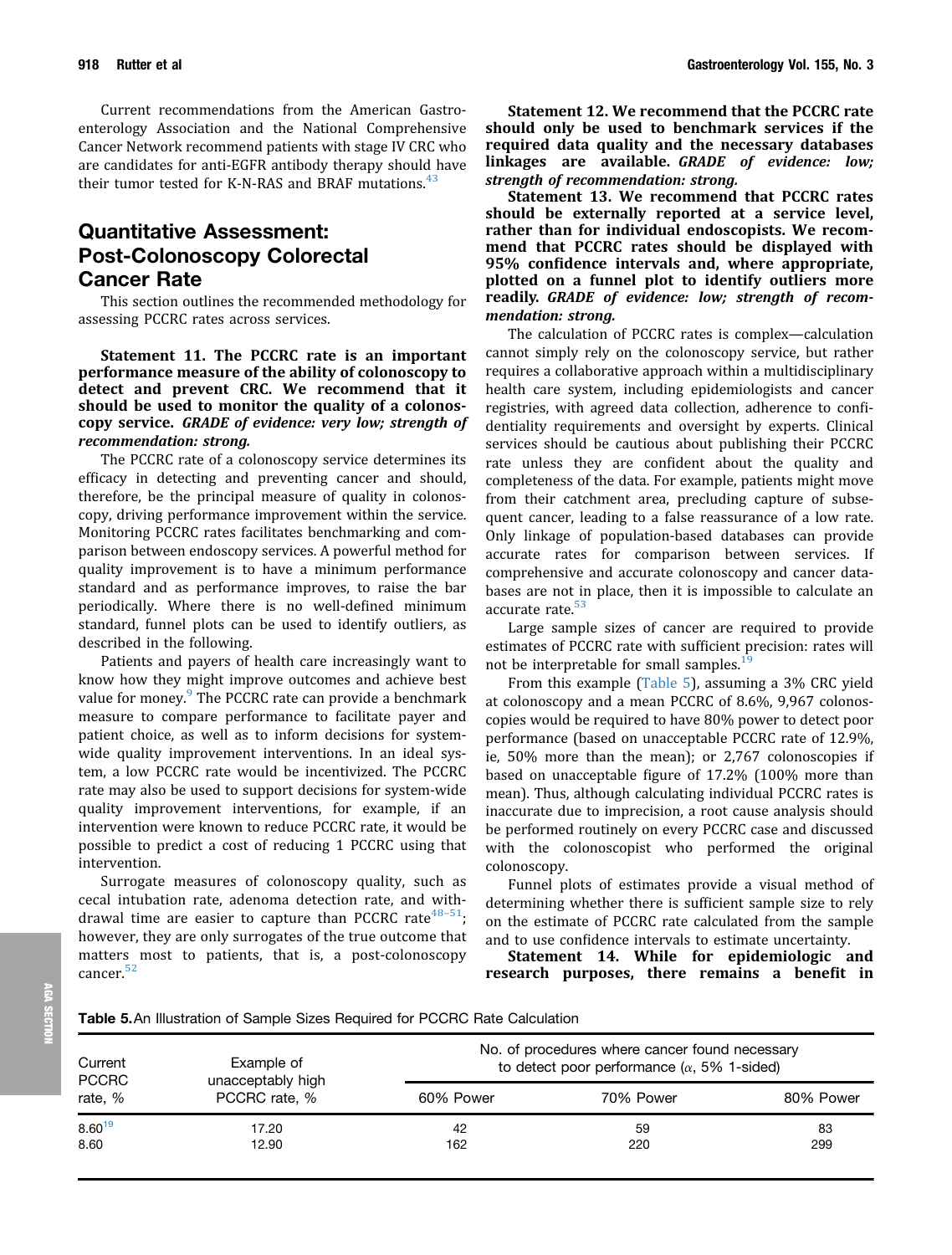Current recommendations from the American Gastroenterology Association and the National Comprehensive Cancer Network recommend patients with stage IV CRC who are candidates for anti-EGFR antibody therapy should have their tumor tested for K-N-RAS and BRAF mutations.[43]

## Quantitative Assessment: Post-Colonoscopy Colorectal Cancer Rate

This section outlines the recommended methodology for assessing PCCRC rates across services.

**Statement 11. The PCCRC rate is an important performance measure of the ability of colonoscopy to detect and prevent CRC. We recommend that it should be used to monitor the quality of a colonoscopy service.** ***GRADE of evidence: very low; strength of recommendation: strong.***

The PCCRC rate of a colonoscopy service determines its efficacy in detecting and preventing cancer and should, therefore, be the principal measure of quality in colonoscopy, driving performance improvement within the service. Monitoring PCCRC rates facilitates benchmarking and comparison between endoscopy services. A powerful method for quality improvement is to have a minimum performance standard and as performance improves, to raise the bar periodically. Where there is no well-defined minimum standard, funnel plots can be used to identify outliers, as described in the following.

Patients and payers of health care increasingly want to know how they might improve outcomes and achieve best value for money.[9] The PCCRC rate can provide a benchmark measure to compare performance to facilitate payer and patient choice, as well as to inform decisions for system-wide quality improvement interventions. In an ideal system, a low PCCRC rate would be incentivized. The PCCRC rate may also be used to support decisions for system-wide quality improvement interventions, for example, if an intervention were known to reduce PCCRC rate, it would be possible to predict a cost of reducing 1 PCCRC using that intervention.

Surrogate measures of colonoscopy quality, such as cecal intubation rate, adenoma detection rate, and withdrawal time are easier to capture than PCCRC rate[48–51]; however, they are only surrogates of the true outcome that matters most to patients, that is, a post-colonoscopy cancer.[52]

**Statement 12. We recommend that the PCCRC rate should only be used to benchmark services if the required data quality and the necessary databases linkages are available.** ***GRADE of evidence: low; strength of recommendation: strong.***

**Statement 13. We recommend that PCCRC rates should be externally reported at a service level, rather than for individual endoscopists. We recommend that PCCRC rates should be displayed with 95% confidence intervals and, where appropriate, plotted on a funnel plot to identify outliers more readily.** ***GRADE of evidence: low; strength of recommendation: strong.***

The calculation of PCCRC rates is complex—calculation cannot simply rely on the colonoscopy service, but rather requires a collaborative approach within a multidisciplinary health care system, including epidemiologists and cancer registries, with agreed data collection, adherence to confidentiality requirements and oversight by experts. Clinical services should be cautious about publishing their PCCRC rate unless they are confident about the quality and completeness of the data. For example, patients might move from their catchment area, precluding capture of subsequent cancer, leading to a false reassurance of a low rate. Only linkage of population-based databases can provide accurate rates for comparison between services. If comprehensive and accurate colonoscopy and cancer databases are not in place, then it is impossible to calculate an accurate rate.[53]

Large sample sizes of cancer are required to provide estimates of PCCRC rate with sufficient precision: rates will not be interpretable for small samples.[19]

From this example (Table 5), assuming a 3% CRC yield at colonoscopy and a mean PCCRC of 8.6%, 9,967 colonoscopies would be required to have 80% power to detect poor performance (based on unacceptable PCCRC rate of 12.9%, ie, 50% more than the mean); or 2,767 colonoscopies if based on unacceptable figure of 17.2% (100% more than mean). Thus, although calculating individual PCCRC rates is inaccurate due to imprecision, a root cause analysis should be performed routinely on every PCCRC case and discussed with the colonoscopist who performed the original colonoscopy.

Funnel plots of estimates provide a visual method of determining whether there is sufficient sample size to rely on the estimate of PCCRC rate calculated from the sample and to use confidence intervals to estimate uncertainty.

**Statement 14. While for epidemiologic and research purposes, there remains a benefit in**

**Table 5.** An Illustration of Sample Sizes Required for PCCRC Rate Calculation

| Current PCCRC rate, % | Example of unacceptably high PCCRC rate, % | No. of procedures where cancer found necessary to detect poor performance ($\alpha$, 5% 1-sided) | | |
|---|---|---|---|---|
| | | 60% Power | 70% Power | 80% Power |
| 8.60[19] | 17.20 | 42 | 59 | 83 |
| 8.60 | 12.90 | 162 | 220 | 299 |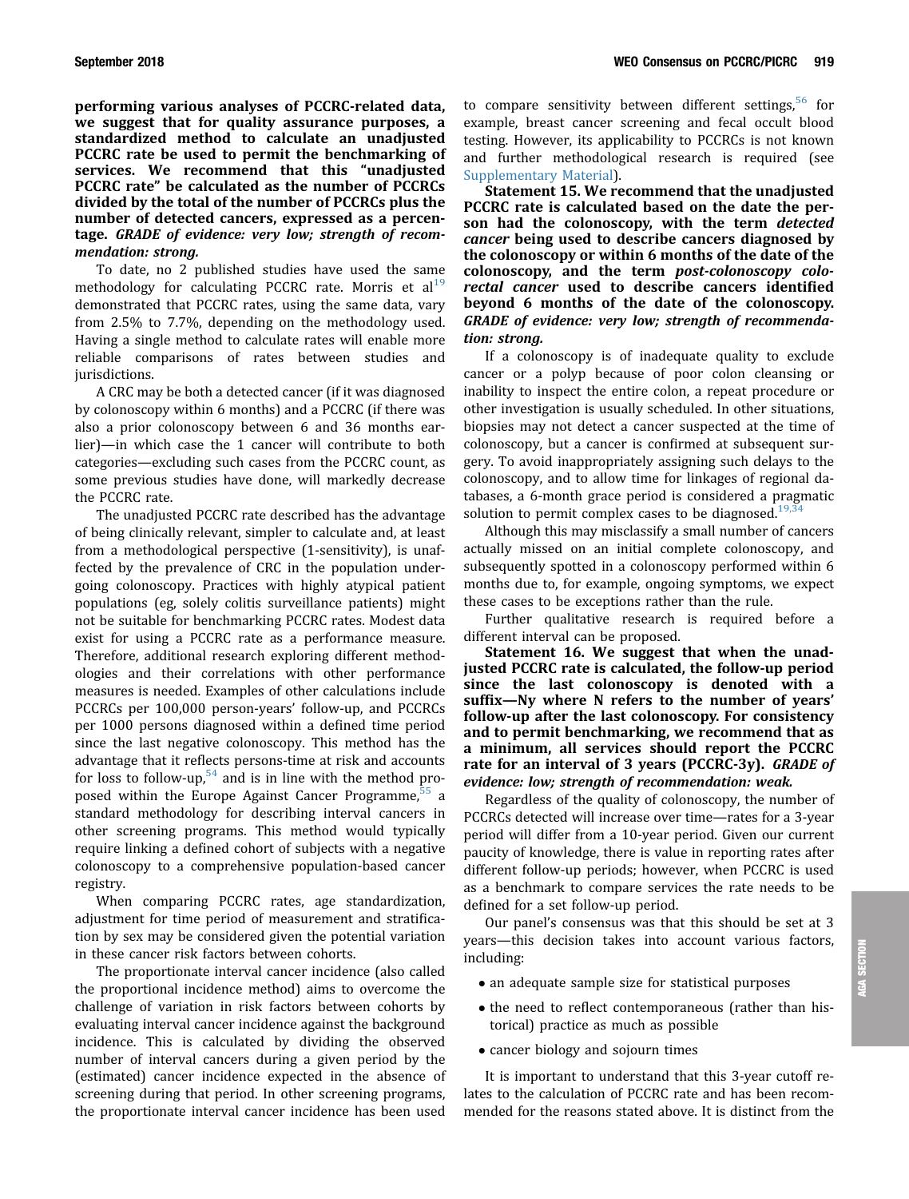**performing various analyses of PCCRC-related data, we suggest that for quality assurance purposes, a standardized method to calculate an unadjusted PCCRC rate be used to permit the benchmarking of services. We recommend that this "unadjusted PCCRC rate" be calculated as the number of PCCRCs divided by the total of the number of PCCRCs plus the number of detected cancers, expressed as a percentage. *GRADE of evidence: very low; strength of recommendation: strong.***

To date, no 2 published studies have used the same methodology for calculating PCCRC rate. Morris et al[19] demonstrated that PCCRC rates, using the same data, vary from 2.5% to 7.7%, depending on the methodology used. Having a single method to calculate rates will enable more reliable comparisons of rates between studies and jurisdictions.

A CRC may be both a detected cancer (if it was diagnosed by colonoscopy within 6 months) and a PCCRC (if there was also a prior colonoscopy between 6 and 36 months earlier)—in which case the 1 cancer will contribute to both categories—excluding such cases from the PCCRC count, as some previous studies have done, will markedly decrease the PCCRC rate.

The unadjusted PCCRC rate described has the advantage of being clinically relevant, simpler to calculate and, at least from a methodological perspective (1-sensitivity), is unaffected by the prevalence of CRC in the population undergoing colonoscopy. Practices with highly atypical patient populations (eg, solely colitis surveillance patients) might not be suitable for benchmarking PCCRC rates. Modest data exist for using a PCCRC rate as a performance measure. Therefore, additional research exploring different methodologies and their correlations with other performance measures is needed. Examples of other calculations include PCCRCs per 100,000 person-years' follow-up, and PCCRCs per 1000 persons diagnosed within a defined time period since the last negative colonoscopy. This method has the advantage that it reflects persons-time at risk and accounts for loss to follow-up,[54] and is in line with the method proposed within the Europe Against Cancer Programme,[55] a standard methodology for describing interval cancers in other screening programs. This method would typically require linking a defined cohort of subjects with a negative colonoscopy to a comprehensive population-based cancer registry.

When comparing PCCRC rates, age standardization, adjustment for time period of measurement and stratification by sex may be considered given the potential variation in these cancer risk factors between cohorts.

The proportionate interval cancer incidence (also called the proportional incidence method) aims to overcome the challenge of variation in risk factors between cohorts by evaluating interval cancer incidence against the background incidence. This is calculated by dividing the observed number of interval cancers during a given period by the (estimated) cancer incidence expected in the absence of screening during that period. In other screening programs, the proportionate interval cancer incidence has been used to compare sensitivity between different settings,[56] for example, breast cancer screening and fecal occult blood testing. However, its applicability to PCCRCs is not known and further methodological research is required (see Supplementary Material).

**Statement 15. We recommend that the unadjusted PCCRC rate is calculated based on the date the person had the colonoscopy, with the term *detected cancer* being used to describe cancers diagnosed by the colonoscopy or within 6 months of the date of the colonoscopy, and the term *post-colonoscopy colorectal cancer* used to describe cancers identified beyond 6 months of the date of the colonoscopy. *GRADE of evidence: very low; strength of recommendation: strong.***

If a colonoscopy is of inadequate quality to exclude cancer or a polyp because of poor colon cleansing or inability to inspect the entire colon, a repeat procedure or other investigation is usually scheduled. In other situations, biopsies may not detect a cancer suspected at the time of colonoscopy, but a cancer is confirmed at subsequent surgery. To avoid inappropriately assigning such delays to the colonoscopy, and to allow time for linkages of regional databases, a 6-month grace period is considered a pragmatic solution to permit complex cases to be diagnosed.[19,34]

Although this may misclassify a small number of cancers actually missed on an initial complete colonoscopy, and subsequently spotted in a colonoscopy performed within 6 months due to, for example, ongoing symptoms, we expect these cases to be exceptions rather than the rule.

Further qualitative research is required before a different interval can be proposed.

**Statement 16. We suggest that when the unadjusted PCCRC rate is calculated, the follow-up period since the last colonoscopy is denoted with a suffix—Ny where N refers to the number of years' follow-up after the last colonoscopy. For consistency and to permit benchmarking, we recommend that as a minimum, all services should report the PCCRC rate for an interval of 3 years (PCCRC-3y). *GRADE of evidence: low; strength of recommendation: weak.***

Regardless of the quality of colonoscopy, the number of PCCRCs detected will increase over time—rates for a 3-year period will differ from a 10-year period. Given our current paucity of knowledge, there is value in reporting rates after different follow-up periods; however, when PCCRC is used as a benchmark to compare services the rate needs to be defined for a set follow-up period.

Our panel's consensus was that this should be set at 3 years—this decision takes into account various factors, including:

- an adequate sample size for statistical purposes
- the need to reflect contemporaneous (rather than historical) practice as much as possible
- cancer biology and sojourn times

It is important to understand that this 3-year cutoff relates to the calculation of PCCRC rate and has been recommended for the reasons stated above. It is distinct from the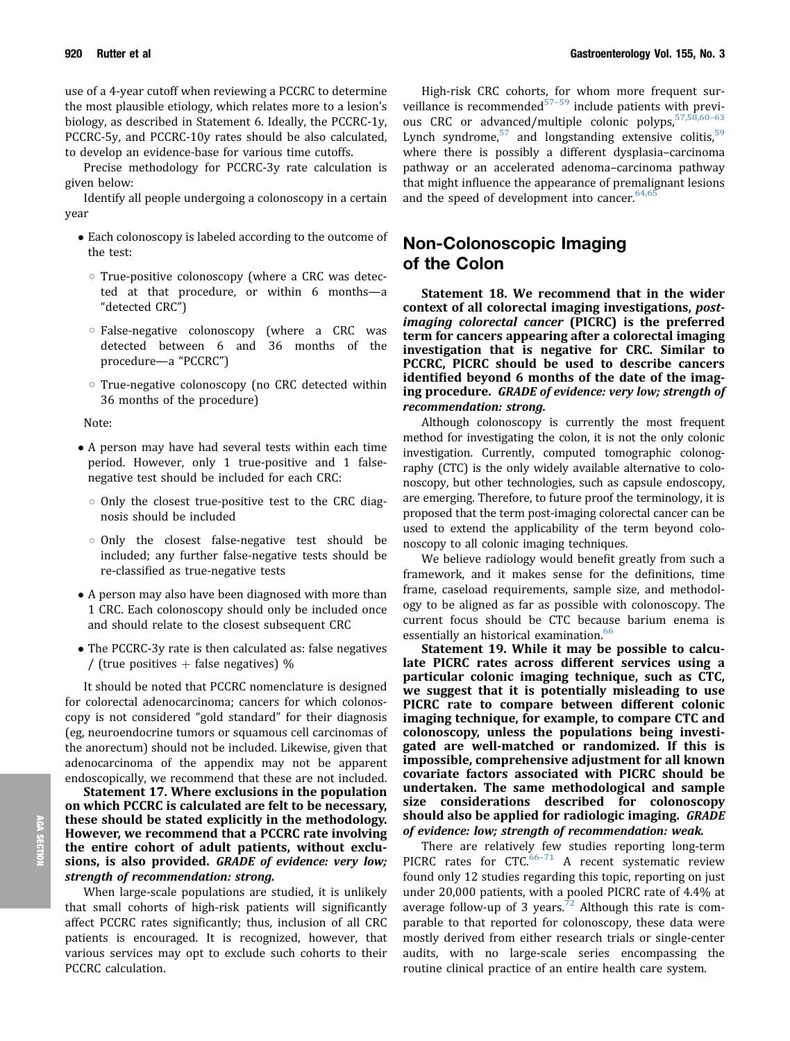use of a 4-year cutoff when reviewing a PCCRC to determine the most plausible etiology, which relates more to a lesion's biology, as described in Statement 6. Ideally, the PCCRC-1y, PCCRC-5y, and PCCRC-10y rates should be also calculated, to develop an evidence-base for various time cutoffs.

Precise methodology for PCCRC-3y rate calculation is given below:

Identify all people undergoing a colonoscopy in a certain year

- Each colonoscopy is labeled according to the outcome of the test:
  - True-positive colonoscopy (where a CRC was detected at that procedure, or within 6 months—a "detected CRC")
  - False-negative colonoscopy (where a CRC was detected between 6 and 36 months of the procedure—a "PCCRC")
  - True-negative colonoscopy (no CRC detected within 36 months of the procedure)

Note:

- A person may have had several tests within each time period. However, only 1 true-positive and 1 false-negative test should be included for each CRC:
  - Only the closest true-positive test to the CRC diagnosis should be included
  - Only the closest false-negative test should be included; any further false-negative tests should be re-classified as true-negative tests
- A person may also have been diagnosed with more than 1 CRC. Each colonoscopy should only be included once and should relate to the closest subsequent CRC
- The PCCRC-3y rate is then calculated as: false negatives / (true positives + false negatives) %

It should be noted that PCCRC nomenclature is designed for colorectal adenocarcinoma; cancers for which colonoscopy is not considered "gold standard" for their diagnosis (eg, neuroendocrine tumors or squamous cell carcinomas of the anorectum) should not be included. Likewise, given that adenocarcinoma of the appendix may not be apparent endoscopically, we recommend that these are not included.

**Statement 17. Where exclusions in the population on which PCCRC is calculated are felt to be necessary, these should be stated explicitly in the methodology. However, we recommend that a PCCRC rate involving the entire cohort of adult patients, without exclusions, is also provided.** ***GRADE of evidence: very low; strength of recommendation: strong.***

When large-scale populations are studied, it is unlikely that small cohorts of high-risk patients will significantly affect PCCRC rates significantly; thus, inclusion of all CRC patients is encouraged. It is recognized, however, that various services may opt to exclude such cohorts to their PCCRC calculation.

High-risk CRC cohorts, for whom more frequent surveillance is recommended[57–59] include patients with previous CRC or advanced/multiple colonic polyps,[57,58,60–63] Lynch syndrome,[57] and longstanding extensive colitis,[59] where there is possibly a different dysplasia–carcinoma pathway or an accelerated adenoma–carcinoma pathway that might influence the appearance of premalignant lesions and the speed of development into cancer.[64,65]

## Non-Colonoscopic Imaging of the Colon

**Statement 18. We recommend that in the wider context of all colorectal imaging investigations, *post-imaging colorectal cancer* (PICRC) is the preferred term for cancers appearing after a colorectal imaging investigation that is negative for CRC. Similar to PCCRC, PICRC should be used to describe cancers identified beyond 6 months of the date of the imaging procedure.** ***GRADE of evidence: very low; strength of recommendation: strong.***

Although colonoscopy is currently the most frequent method for investigating the colon, it is not the only colonic investigation. Currently, computed tomographic colonography (CTC) is the only widely available alternative to colonoscopy, but other technologies, such as capsule endoscopy, are emerging. Therefore, to future proof the terminology, it is proposed that the term post-imaging colorectal cancer can be used to extend the applicability of the term beyond colonoscopy to all colonic imaging techniques.

We believe radiology would benefit greatly from such a framework, and it makes sense for the definitions, time frame, caseload requirements, sample size, and methodology to be aligned as far as possible with colonoscopy. The current focus should be CTC because barium enema is essentially an historical examination.[66]

**Statement 19. While it may be possible to calculate PICRC rates across different services using a particular colonic imaging technique, such as CTC, we suggest that it is potentially misleading to use PICRC rate to compare between different colonic imaging technique, for example, to compare CTC and colonoscopy, unless the populations being investigated are well-matched or randomized. If this is impossible, comprehensive adjustment for all known covariate factors associated with PICRC should be undertaken. The same methodological and sample size considerations described for colonoscopy should also be applied for radiologic imaging.** ***GRADE of evidence: low; strength of recommendation: weak.***

There are relatively few studies reporting long-term PICRC rates for CTC.[66–71] A recent systematic review found only 12 studies regarding this topic, reporting on just under 20,000 patients, with a pooled PICRC rate of 4.4% at average follow-up of 3 years.[72] Although this rate is comparable to that reported for colonoscopy, these data were mostly derived from either research trials or single-center audits, with no large-scale series encompassing the routine clinical practice of an entire health care system.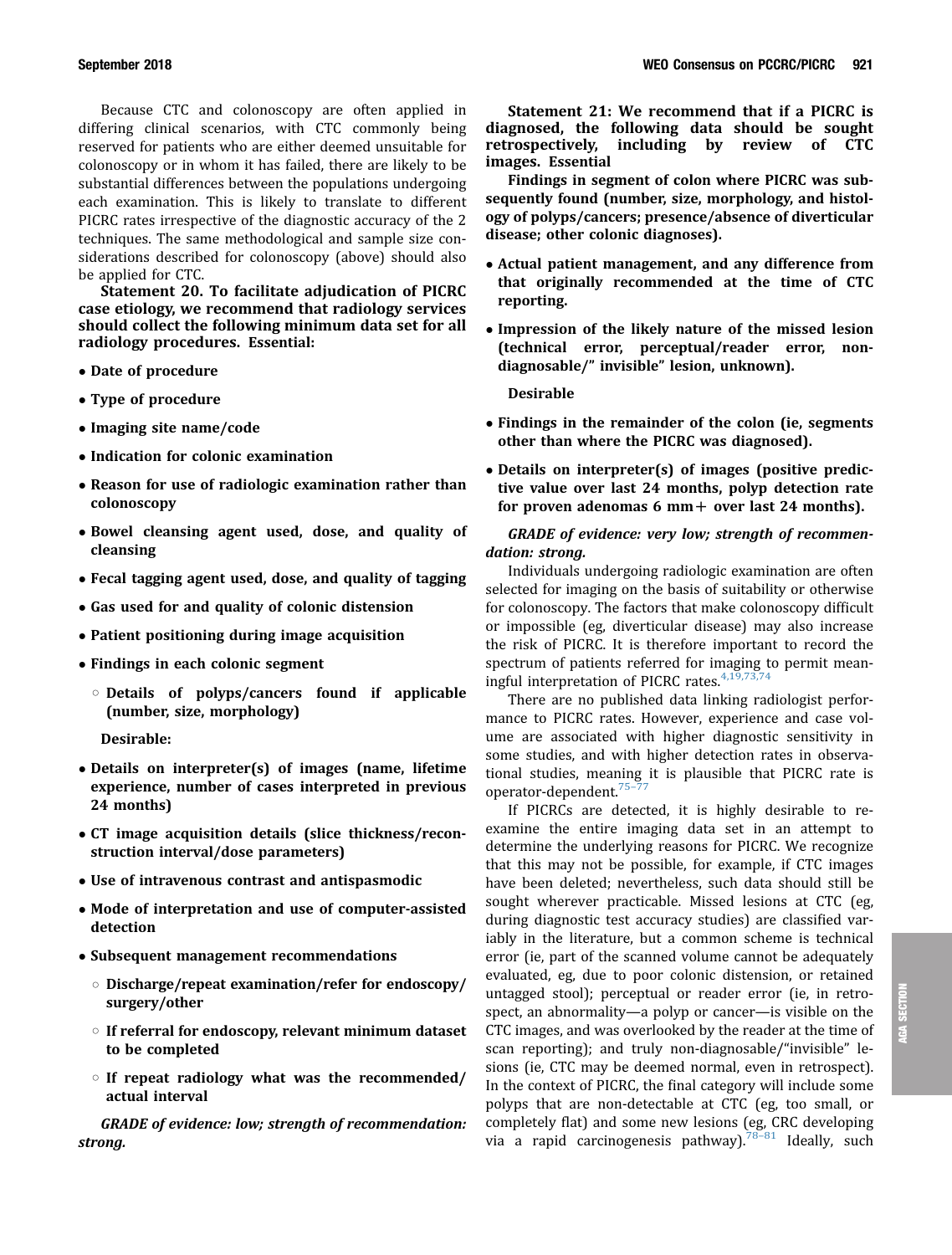Because CTC and colonoscopy are often applied in differing clinical scenarios, with CTC commonly being reserved for patients who are either deemed unsuitable for colonoscopy or in whom it has failed, there are likely to be substantial differences between the populations undergoing each examination. This is likely to translate to different PICRC rates irrespective of the diagnostic accuracy of the 2 techniques. The same methodological and sample size considerations described for colonoscopy (above) should also be applied for CTC.

**Statement 20. To facilitate adjudication of PICRC case etiology, we recommend that radiology services should collect the following minimum data set for all radiology procedures. Essential:**

- **Date of procedure**
- **Type of procedure**
- **Imaging site name/code**
- **Indication for colonic examination**
- **Reason for use of radiologic examination rather than colonoscopy**
- **Bowel cleansing agent used, dose, and quality of cleansing**
- **Fecal tagging agent used, dose, and quality of tagging**
- **Gas used for and quality of colonic distension**
- **Patient positioning during image acquisition**
- **Findings in each colonic segment**
  - **Details of polyps/cancers found if applicable (number, size, morphology)**

**Desirable:**

- **Details on interpreter(s) of images (name, lifetime experience, number of cases interpreted in previous 24 months)**
- **CT image acquisition details (slice thickness/reconstruction interval/dose parameters)**
- **Use of intravenous contrast and antispasmodic**
- **Mode of interpretation and use of computer-assisted detection**
- **Subsequent management recommendations**
  - **Discharge/repeat examination/refer for endoscopy/surgery/other**
  - **If referral for endoscopy, relevant minimum dataset to be completed**
  - **If repeat radiology what was the recommended/actual interval**

***GRADE of evidence: low; strength of recommendation: strong.***

**Statement 21: We recommend that if a PICRC is diagnosed, the following data should be sought retrospectively, including by review of CTC images. Essential**

**Findings in segment of colon where PICRC was subsequently found (number, size, morphology, and histology of polyps/cancers; presence/absence of diverticular disease; other colonic diagnoses).**

- **Actual patient management, and any difference from that originally recommended at the time of CTC reporting.**
- **Impression of the likely nature of the missed lesion (technical error, perceptual/reader error, non-diagnosable/" invisible" lesion, unknown).**

**Desirable**

- **Findings in the remainder of the colon (ie, segments other than where the PICRC was diagnosed).**
- **Details on interpreter(s) of images (positive predictive value over last 24 months, polyp detection rate for proven adenomas 6 mm+ over last 24 months).**

***GRADE of evidence: very low; strength of recommendation: strong.***

Individuals undergoing radiologic examination are often selected for imaging on the basis of suitability or otherwise for colonoscopy. The factors that make colonoscopy difficult or impossible (eg, diverticular disease) may also increase the risk of PICRC. It is therefore important to record the spectrum of patients referred for imaging to permit meaningful interpretation of PICRC rates.[4,19,73,74]

There are no published data linking radiologist performance to PICRC rates. However, experience and case volume are associated with higher diagnostic sensitivity in some studies, and with higher detection rates in observational studies, meaning it is plausible that PICRC rate is operator-dependent.[75–77]

If PICRCs are detected, it is highly desirable to reexamine the entire imaging data set in an attempt to determine the underlying reasons for PICRC. We recognize that this may not be possible, for example, if CTC images have been deleted; nevertheless, such data should still be sought wherever practicable. Missed lesions at CTC (eg, during diagnostic test accuracy studies) are classified variably in the literature, but a common scheme is technical error (ie, part of the scanned volume cannot be adequately evaluated, eg, due to poor colonic distension, or retained untagged stool); perceptual or reader error (ie, in retrospect, an abnormality—a polyp or cancer—is visible on the CTC images, and was overlooked by the reader at the time of scan reporting); and truly non-diagnosable/"invisible" lesions (ie, CTC may be deemed normal, even in retrospect). In the context of PICRC, the final category will include some polyps that are non-detectable at CTC (eg, too small, or completely flat) and some new lesions (eg, CRC developing via a rapid carcinogenesis pathway).[78–81] Ideally, such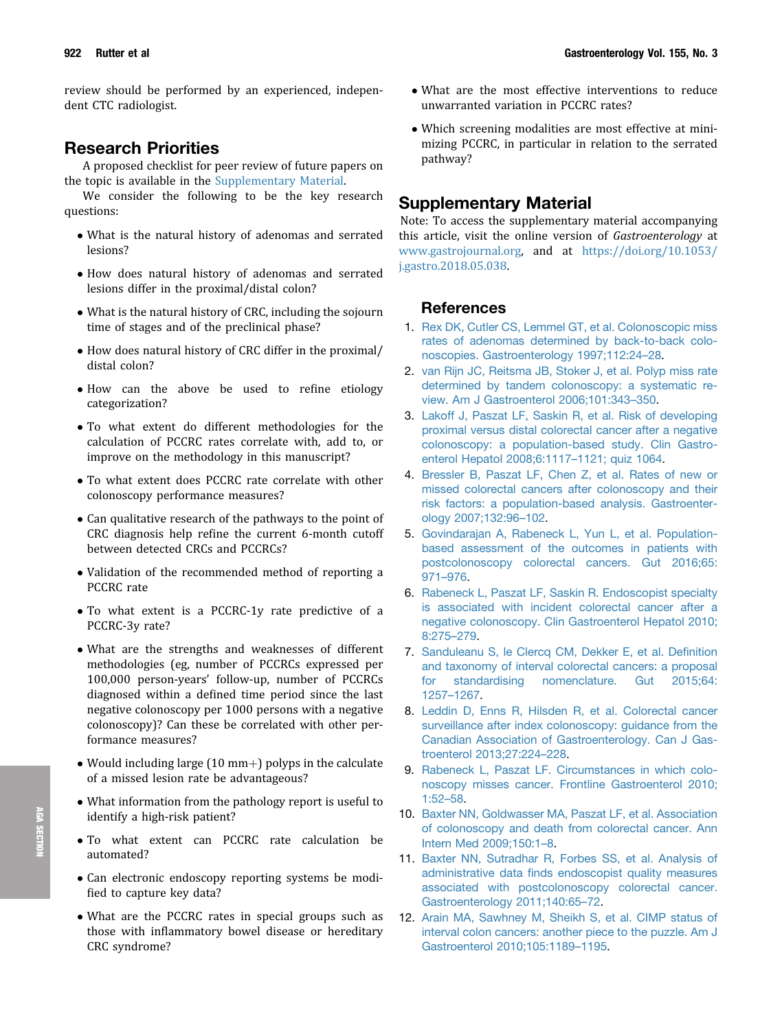review should be performed by an experienced, independent CTC radiologist.

## Research Priorities

A proposed checklist for peer review of future papers on the topic is available in the Supplementary Material.

We consider the following to be the key research questions:

- What is the natural history of adenomas and serrated lesions?
- How does natural history of adenomas and serrated lesions differ in the proximal/distal colon?
- What is the natural history of CRC, including the sojourn time of stages and of the preclinical phase?
- How does natural history of CRC differ in the proximal/distal colon?
- How can the above be used to refine etiology categorization?
- To what extent do different methodologies for the calculation of PCCRC rates correlate with, add to, or improve on the methodology in this manuscript?
- To what extent does PCCRC rate correlate with other colonoscopy performance measures?
- Can qualitative research of the pathways to the point of CRC diagnosis help refine the current 6-month cutoff between detected CRCs and PCCRCs?
- Validation of the recommended method of reporting a PCCRC rate
- To what extent is a PCCRC-1y rate predictive of a PCCRC-3y rate?
- What are the strengths and weaknesses of different methodologies (eg, number of PCCRCs expressed per 100,000 person-years' follow-up, number of PCCRCs diagnosed within a defined time period since the last negative colonoscopy per 1000 persons with a negative colonoscopy)? Can these be correlated with other performance measures?
- Would including large (10 mm+) polyps in the calculate of a missed lesion rate be advantageous?
- What information from the pathology report is useful to identify a high-risk patient?
- To what extent can PCCRC rate calculation be automated?
- Can electronic endoscopy reporting systems be modified to capture key data?
- What are the PCCRC rates in special groups such as those with inflammatory bowel disease or hereditary CRC syndrome?
- What are the most effective interventions to reduce unwarranted variation in PCCRC rates?
- Which screening modalities are most effective at minimizing PCCRC, in particular in relation to the serrated pathway?

## Supplementary Material

Note: To access the supplementary material accompanying this article, visit the online version of *Gastroenterology* at www.gastrojournal.org, and at https://doi.org/10.1053/j.gastro.2018.05.038.

## References

1. Rex DK, Cutler CS, Lemmel GT, et al. Colonoscopic miss rates of adenomas determined by back-to-back colonoscopies. Gastroenterology 1997;112:24–28.
2. van Rijn JC, Reitsma JB, Stoker J, et al. Polyp miss rate determined by tandem colonoscopy: a systematic review. Am J Gastroenterol 2006;101:343–350.
3. Lakoff J, Paszat LF, Saskin R, et al. Risk of developing proximal versus distal colorectal cancer after a negative colonoscopy: a population-based study. Clin Gastroenterol Hepatol 2008;6:1117–1121; quiz 1064.
4. Bressler B, Paszat LF, Chen Z, et al. Rates of new or missed colorectal cancers after colonoscopy and their risk factors: a population-based analysis. Gastroenterology 2007;132:96–102.
5. Govindarajan A, Rabeneck L, Yun L, et al. Population-based assessment of the outcomes in patients with postcolonoscopy colorectal cancers. Gut 2016;65:971–976.
6. Rabeneck L, Paszat LF, Saskin R. Endoscopist specialty is associated with incident colorectal cancer after a negative colonoscopy. Clin Gastroenterol Hepatol 2010;8:275–279.
7. Sanduleanu S, le Clercq CM, Dekker E, et al. Definition and taxonomy of interval colorectal cancers: a proposal for standardising nomenclature. Gut 2015;64:1257–1267.
8. Leddin D, Enns R, Hilsden R, et al. Colorectal cancer surveillance after index colonoscopy: guidance from the Canadian Association of Gastroenterology. Can J Gastroenterol 2013;27:224–228.
9. Rabeneck L, Paszat LF. Circumstances in which colonoscopy misses cancer. Frontline Gastroenterol 2010;1:52–58.
10. Baxter NN, Goldwasser MA, Paszat LF, et al. Association of colonoscopy and death from colorectal cancer. Ann Intern Med 2009;150:1–8.
11. Baxter NN, Sutradhar R, Forbes SS, et al. Analysis of administrative data finds endoscopist quality measures associated with postcolonoscopy colorectal cancer. Gastroenterology 2011;140:65–72.
12. Arain MA, Sawhney M, Sheikh S, et al. CIMP status of interval colon cancers: another piece to the puzzle. Am J Gastroenterol 2010;105:1189–1195.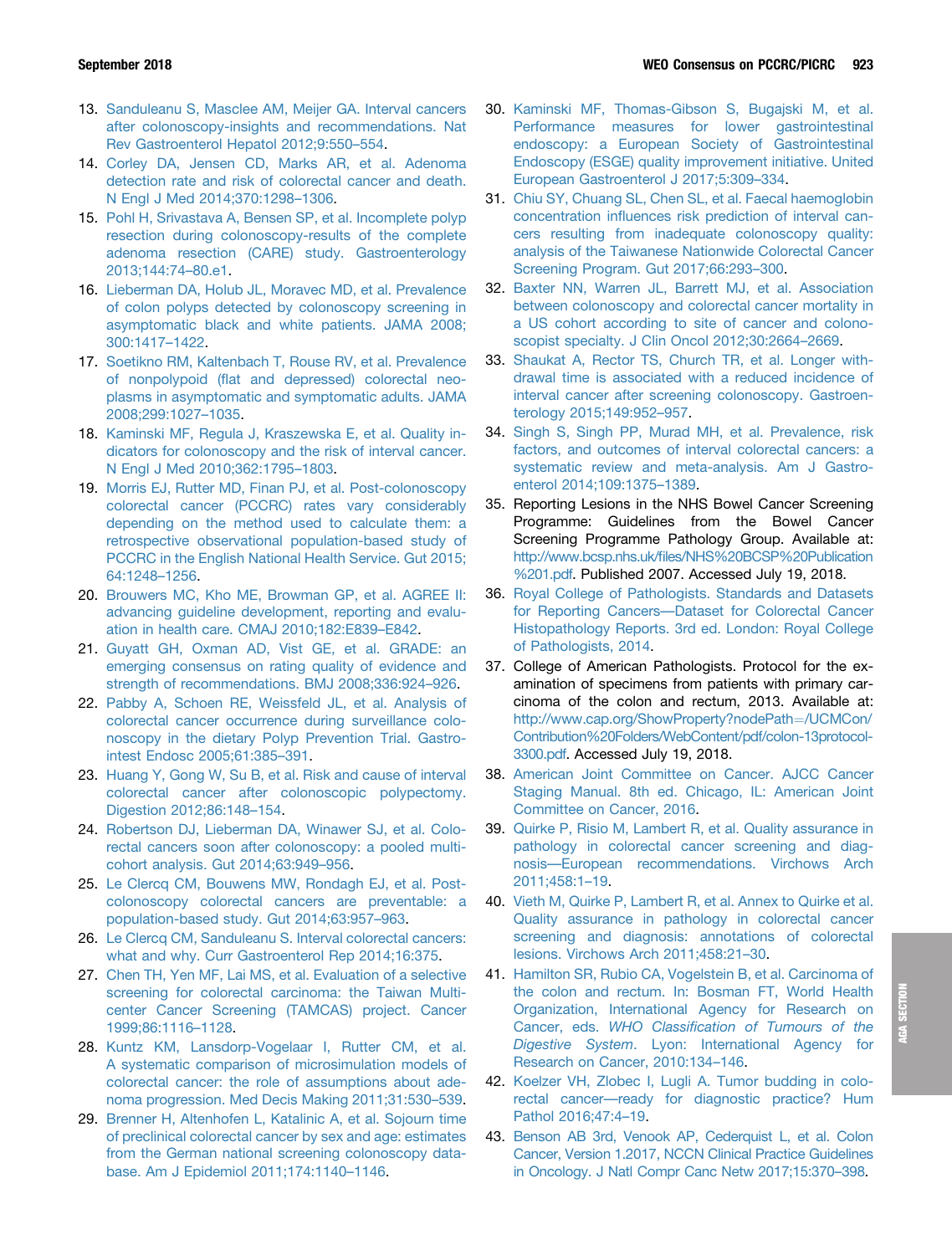13. Sanduleanu S, Masclee AM, Meijer GA. Interval cancers after colonoscopy-insights and recommendations. Nat Rev Gastroenterol Hepatol 2012;9:550–554.
14. Corley DA, Jensen CD, Marks AR, et al. Adenoma detection rate and risk of colorectal cancer and death. N Engl J Med 2014;370:1298–1306.
15. Pohl H, Srivastava A, Bensen SP, et al. Incomplete polyp resection during colonoscopy-results of the complete adenoma resection (CARE) study. Gastroenterology 2013;144:74–80.e1.
16. Lieberman DA, Holub JL, Moravec MD, et al. Prevalence of colon polyps detected by colonoscopy screening in asymptomatic black and white patients. JAMA 2008; 300:1417–1422.
17. Soetikno RM, Kaltenbach T, Rouse RV, et al. Prevalence of nonpolypoid (flat and depressed) colorectal neoplasms in asymptomatic and symptomatic adults. JAMA 2008;299:1027–1035.
18. Kaminski MF, Regula J, Kraszewska E, et al. Quality indicators for colonoscopy and the risk of interval cancer. N Engl J Med 2010;362:1795–1803.
19. Morris EJ, Rutter MD, Finan PJ, et al. Post-colonoscopy colorectal cancer (PCCRC) rates vary considerably depending on the method used to calculate them: a retrospective observational population-based study of PCCRC in the English National Health Service. Gut 2015; 64:1248–1256.
20. Brouwers MC, Kho ME, Browman GP, et al. AGREE II: advancing guideline development, reporting and evaluation in health care. CMAJ 2010;182:E839–E842.
21. Guyatt GH, Oxman AD, Vist GE, et al. GRADE: an emerging consensus on rating quality of evidence and strength of recommendations. BMJ 2008;336:924–926.
22. Pabby A, Schoen RE, Weissfeld JL, et al. Analysis of colorectal cancer occurrence during surveillance colonoscopy in the dietary Polyp Prevention Trial. Gastrointest Endosc 2005;61:385–391.
23. Huang Y, Gong W, Su B, et al. Risk and cause of interval colorectal cancer after colonoscopic polypectomy. Digestion 2012;86:148–154.
24. Robertson DJ, Lieberman DA, Winawer SJ, et al. Colorectal cancers soon after colonoscopy: a pooled multicohort analysis. Gut 2014;63:949–956.
25. Le Clercq CM, Bouwens MW, Rondagh EJ, et al. Postcolonoscopy colorectal cancers are preventable: a population-based study. Gut 2014;63:957–963.
26. Le Clercq CM, Sanduleanu S. Interval colorectal cancers: what and why. Curr Gastroenterol Rep 2014;16:375.
27. Chen TH, Yen MF, Lai MS, et al. Evaluation of a selective screening for colorectal carcinoma: the Taiwan Multicenter Cancer Screening (TAMCAS) project. Cancer 1999;86:1116–1128.
28. Kuntz KM, Lansdorp-Vogelaar I, Rutter CM, et al. A systematic comparison of microsimulation models of colorectal cancer: the role of assumptions about adenoma progression. Med Decis Making 2011;31:530–539.
29. Brenner H, Altenhofen L, Katalinic A, et al. Sojourn time of preclinical colorectal cancer by sex and age: estimates from the German national screening colonoscopy database. Am J Epidemiol 2011;174:1140–1146.
30. Kaminski MF, Thomas-Gibson S, Bugajski M, et al. Performance measures for lower gastrointestinal endoscopy: a European Society of Gastrointestinal Endoscopy (ESGE) quality improvement initiative. United European Gastroenterol J 2017;5:309–334.
31. Chiu SY, Chuang SL, Chen SL, et al. Faecal haemoglobin concentration influences risk prediction of interval cancers resulting from inadequate colonoscopy quality: analysis of the Taiwanese Nationwide Colorectal Cancer Screening Program. Gut 2017;66:293–300.
32. Baxter NN, Warren JL, Barrett MJ, et al. Association between colonoscopy and colorectal cancer mortality in a US cohort according to site of cancer and colonoscopist specialty. J Clin Oncol 2012;30:2664–2669.
33. Shaukat A, Rector TS, Church TR, et al. Longer withdrawal time is associated with a reduced incidence of interval cancer after screening colonoscopy. Gastroenterology 2015;149:952–957.
34. Singh S, Singh PP, Murad MH, et al. Prevalence, risk factors, and outcomes of interval colorectal cancers: a systematic review and meta-analysis. Am J Gastroenterol 2014;109:1375–1389.
35. Reporting Lesions in the NHS Bowel Cancer Screening Programme: Guidelines from the Bowel Cancer Screening Programme Pathology Group. Available at: http://www.bcsp.nhs.uk/files/NHS%20BCSP%20Publication%201.pdf. Published 2007. Accessed July 19, 2018.
36. Royal College of Pathologists. Standards and Datasets for Reporting Cancers—Dataset for Colorectal Cancer Histopathology Reports. 3rd ed. London: Royal College of Pathologists, 2014.
37. College of American Pathologists. Protocol for the examination of specimens from patients with primary carcinoma of the colon and rectum, 2013. Available at: http://www.cap.org/ShowProperty?nodePath=/UCMCon/Contribution%20Folders/WebContent/pdf/colon-13protocol-3300.pdf. Accessed July 19, 2018.
38. American Joint Committee on Cancer. AJCC Cancer Staging Manual. 8th ed. Chicago, IL: American Joint Committee on Cancer, 2016.
39. Quirke P, Risio M, Lambert R, et al. Quality assurance in pathology in colorectal cancer screening and diagnosis—European recommendations. Virchows Arch 2011;458:1–19.
40. Vieth M, Quirke P, Lambert R, et al. Annex to Quirke et al. Quality assurance in pathology in colorectal cancer screening and diagnosis: annotations of colorectal lesions. Virchows Arch 2011;458:21–30.
41. Hamilton SR, Rubio CA, Vogelstein B, et al. Carcinoma of the colon and rectum. In: Bosman FT, World Health Organization, International Agency for Research on Cancer, eds. *WHO Classification of Tumours of the Digestive System*. Lyon: International Agency for Research on Cancer, 2010:134–146.
42. Koelzer VH, Zlobec I, Lugli A. Tumor budding in colorectal cancer—ready for diagnostic practice? Hum Pathol 2016;47:4–19.
43. Benson AB 3rd, Venook AP, Cederquist L, et al. Colon Cancer, Version 1.2017, NCCN Clinical Practice Guidelines in Oncology. J Natl Compr Canc Netw 2017;15:370–398.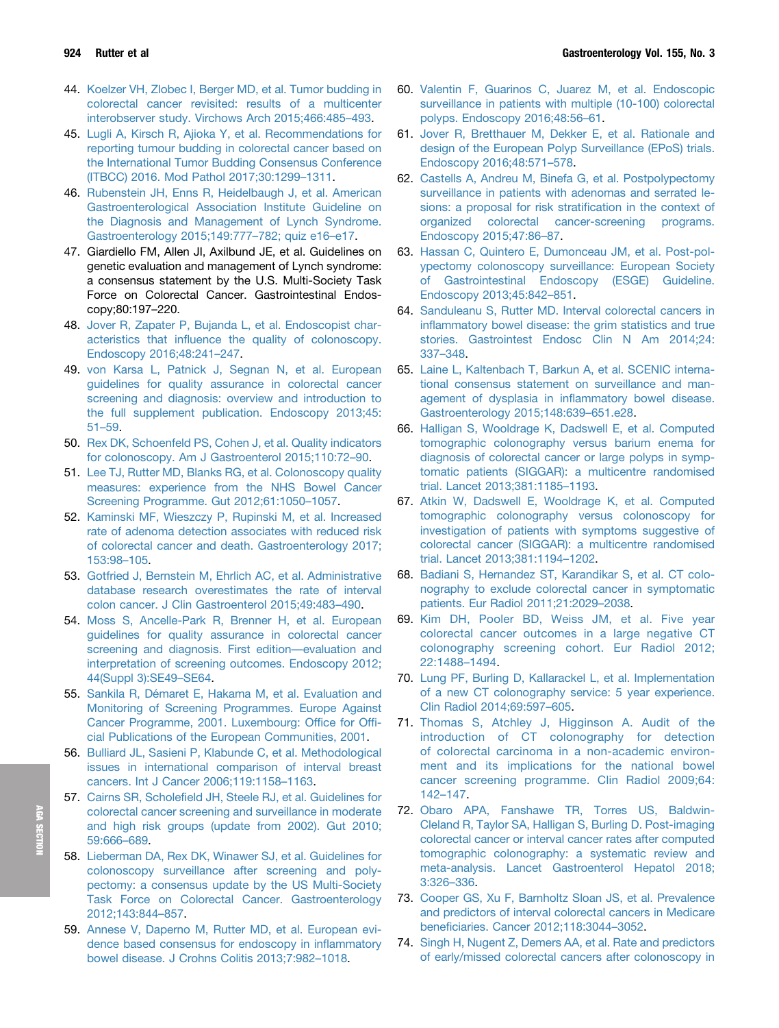44. Koelzer VH, Zlobec I, Berger MD, et al. Tumor budding in colorectal cancer revisited: results of a multicenter interobserver study. Virchows Arch 2015;466:485–493.
45. Lugli A, Kirsch R, Ajioka Y, et al. Recommendations for reporting tumour budding in colorectal cancer based on the International Tumor Budding Consensus Conference (ITBCC) 2016. Mod Pathol 2017;30:1299–1311.
46. Rubenstein JH, Enns R, Heidelbaugh J, et al. American Gastroenterological Association Institute Guideline on the Diagnosis and Management of Lynch Syndrome. Gastroenterology 2015;149:777–782; quiz e16–e17.
47. Giardiello FM, Allen JI, Axilbund JE, et al. Guidelines on genetic evaluation and management of Lynch syndrome: a consensus statement by the U.S. Multi-Society Task Force on Colorectal Cancer. Gastrointestinal Endoscopy;80:197–220.
48. Jover R, Zapater P, Bujanda L, et al. Endoscopist characteristics that influence the quality of colonoscopy. Endoscopy 2016;48:241–247.
49. von Karsa L, Patnick J, Segnan N, et al. European guidelines for quality assurance in colorectal cancer screening and diagnosis: overview and introduction to the full supplement publication. Endoscopy 2013;45:51–59.
50. Rex DK, Schoenfeld PS, Cohen J, et al. Quality indicators for colonoscopy. Am J Gastroenterol 2015;110:72–90.
51. Lee TJ, Rutter MD, Blanks RG, et al. Colonoscopy quality measures: experience from the NHS Bowel Cancer Screening Programme. Gut 2012;61:1050–1057.
52. Kaminski MF, Wieszczy P, Rupinski M, et al. Increased rate of adenoma detection associates with reduced risk of colorectal cancer and death. Gastroenterology 2017;153:98–105.
53. Gotfried J, Bernstein M, Ehrlich AC, et al. Administrative database research overestimates the rate of interval colon cancer. J Clin Gastroenterol 2015;49:483–490.
54. Moss S, Ancelle-Park R, Brenner H, et al. European guidelines for quality assurance in colorectal cancer screening and diagnosis. First edition—evaluation and interpretation of screening outcomes. Endoscopy 2012;44(Suppl 3):SE49–SE64.
55. Sankila R, Démaret E, Hakama M, et al. Evaluation and Monitoring of Screening Programmes. Europe Against Cancer Programme, 2001. Luxembourg: Office for Official Publications of the European Communities, 2001.
56. Bulliard JL, Sasieni P, Klabunde C, et al. Methodological issues in international comparison of interval breast cancers. Int J Cancer 2006;119:1158–1163.
57. Cairns SR, Scholefield JH, Steele RJ, et al. Guidelines for colorectal cancer screening and surveillance in moderate and high risk groups (update from 2002). Gut 2010;59:666–689.
58. Lieberman DA, Rex DK, Winawer SJ, et al. Guidelines for colonoscopy surveillance after screening and polypectomy: a consensus update by the US Multi-Society Task Force on Colorectal Cancer. Gastroenterology 2012;143:844–857.
59. Annese V, Daperno M, Rutter MD, et al. European evidence based consensus for endoscopy in inflammatory bowel disease. J Crohns Colitis 2013;7:982–1018.
60. Valentin F, Guarinos C, Juarez M, et al. Endoscopic surveillance in patients with multiple (10-100) colorectal polyps. Endoscopy 2016;48:56–61.
61. Jover R, Bretthauer M, Dekker E, et al. Rationale and design of the European Polyp Surveillance (EPoS) trials. Endoscopy 2016;48:571–578.
62. Castells A, Andreu M, Binefa G, et al. Postpolypectomy surveillance in patients with adenomas and serrated lesions: a proposal for risk stratification in the context of organized colorectal cancer-screening programs. Endoscopy 2015;47:86–87.
63. Hassan C, Quintero E, Dumonceau JM, et al. Post-polypectomy colonoscopy surveillance: European Society of Gastrointestinal Endoscopy (ESGE) Guideline. Endoscopy 2013;45:842–851.
64. Sanduleanu S, Rutter MD. Interval colorectal cancers in inflammatory bowel disease: the grim statistics and true stories. Gastrointest Endosc Clin N Am 2014;24:337–348.
65. Laine L, Kaltenbach T, Barkun A, et al. SCENIC international consensus statement on surveillance and management of dysplasia in inflammatory bowel disease. Gastroenterology 2015;148:639–651.e28.
66. Halligan S, Wooldrage K, Dadswell E, et al. Computed tomographic colonography versus barium enema for diagnosis of colorectal cancer or large polyps in symptomatic patients (SIGGAR): a multicentre randomised trial. Lancet 2013;381:1185–1193.
67. Atkin W, Dadswell E, Wooldrage K, et al. Computed tomographic colonography versus colonoscopy for investigation of patients with symptoms suggestive of colorectal cancer (SIGGAR): a multicentre randomised trial. Lancet 2013;381:1194–1202.
68. Badiani S, Hernandez ST, Karandikar S, et al. CT colonography to exclude colorectal cancer in symptomatic patients. Eur Radiol 2011;21:2029–2038.
69. Kim DH, Pooler BD, Weiss JM, et al. Five year colorectal cancer outcomes in a large negative CT colonography screening cohort. Eur Radiol 2012;22:1488–1494.
70. Lung PF, Burling D, Kallarackel L, et al. Implementation of a new CT colonography service: 5 year experience. Clin Radiol 2014;69:597–605.
71. Thomas S, Atchley J, Higginson A. Audit of the introduction of CT colonography for detection of colorectal carcinoma in a non-academic environment and its implications for the national bowel cancer screening programme. Clin Radiol 2009;64:142–147.
72. Obaro APA, Fanshawe TR, Torres US, Baldwin-Cleland R, Taylor SA, Halligan S, Burling D. Post-imaging colorectal cancer or interval cancer rates after computed tomographic colonography: a systematic review and meta-analysis. Lancet Gastroenterol Hepatol 2018;3:326–336.
73. Cooper GS, Xu F, Barnholtz Sloan JS, et al. Prevalence and predictors of interval colorectal cancers in Medicare beneficiaries. Cancer 2012;118:3044–3052.
74. Singh H, Nugent Z, Demers AA, et al. Rate and predictors of early/missed colorectal cancers after colonoscopy in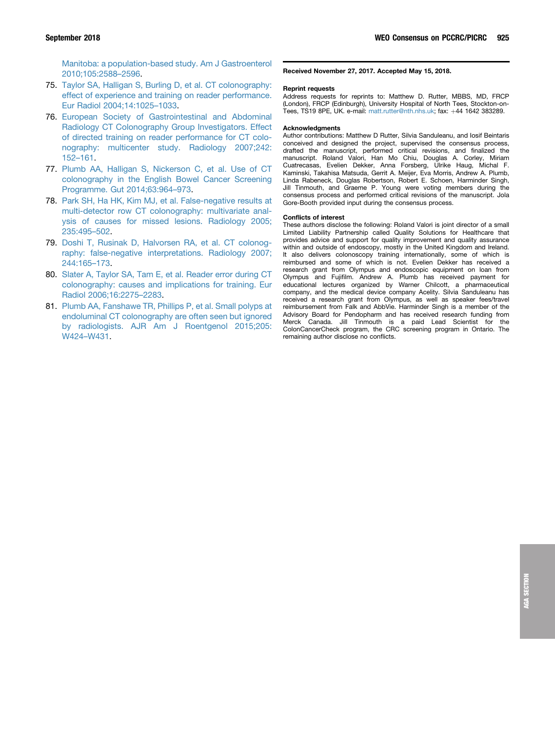Manitoba: a population-based study. Am J Gastroenterol 2010;105:2588–2596.

75. Taylor SA, Halligan S, Burling D, et al. CT colonography: effect of experience and training on reader performance. Eur Radiol 2004;14:1025–1033.
76. European Society of Gastrointestinal and Abdominal Radiology CT Colonography Group Investigators. Effect of directed training on reader performance for CT colonography: multicenter study. Radiology 2007;242:152–161.
77. Plumb AA, Halligan S, Nickerson C, et al. Use of CT colonography in the English Bowel Cancer Screening Programme. Gut 2014;63:964–973.
78. Park SH, Ha HK, Kim MJ, et al. False-negative results at multi-detector row CT colonography: multivariate analysis of causes for missed lesions. Radiology 2005;235:495–502.
79. Doshi T, Rusinak D, Halvorsen RA, et al. CT colonography: false-negative interpretations. Radiology 2007;244:165–173.
80. Slater A, Taylor SA, Tam E, et al. Reader error during CT colonography: causes and implications for training. Eur Radiol 2006;16:2275–2283.
81. Plumb AA, Fanshawe TR, Phillips P, et al. Small polyps at endoluminal CT colonography are often seen but ignored by radiologists. AJR Am J Roentgenol 2015;205:W424–W431.

**Received November 27, 2017. Accepted May 15, 2018.**

#### Reprint requests

Address requests for reprints to: Matthew D. Rutter, MBBS, MD, FRCP (London), FRCP (Edinburgh), University Hospital of North Tees, Stockton-on-Tees, TS19 8PE, UK. e-mail: matt.rutter@nth.nhs.uk; fax: +44 1642 383289.

#### Acknowledgments

Author contributions: Matthew D Rutter, Silvia Sanduleanu, and Iosif Beintaris conceived and designed the project, supervised the consensus process, drafted the manuscript, performed critical revisions, and finalized the manuscript. Roland Valori, Han Mo Chiu, Douglas A. Corley, Miriam Cuatrecasas, Evelien Dekker, Anna Forsberg, Ulrike Haug, Michal F. Kaminski, Takahisa Matsuda, Gerrit A. Meijer, Eva Morris, Andrew A. Plumb, Linda Rabeneck, Douglas Robertson, Robert E. Schoen, Harminder Singh, Jill Tinmouth, and Graeme P. Young were voting members during the consensus process and performed critical revisions of the manuscript. Jola Gore-Booth provided input during the consensus process.

#### Conflicts of interest

These authors disclose the following: Roland Valori is joint director of a small Limited Liability Partnership called Quality Solutions for Healthcare that provides advice and support for quality improvement and quality assurance within and outside of endoscopy, mostly in the United Kingdom and Ireland. It also delivers colonoscopy training internationally, some of which is reimbursed and some of which is not. Evelien Dekker has received a research grant from Olympus and endoscopic equipment on loan from Olympus and Fujifilm. Andrew A. Plumb has received payment for educational lectures organized by Warner Chilcott, a pharmaceutical company, and the medical device company Acelity. Silvia Sanduleanu has received a research grant from Olympus, as well as speaker fees/travel reimbursement from Falk and AbbVie. Harminder Singh is a member of the Advisory Board for Pendopharm and has received research funding from Merck Canada. Jill Tinmouth is a paid Lead Scientist for the ColonCancerCheck program, the CRC screening program in Ontario. The remaining author disclose no conflicts.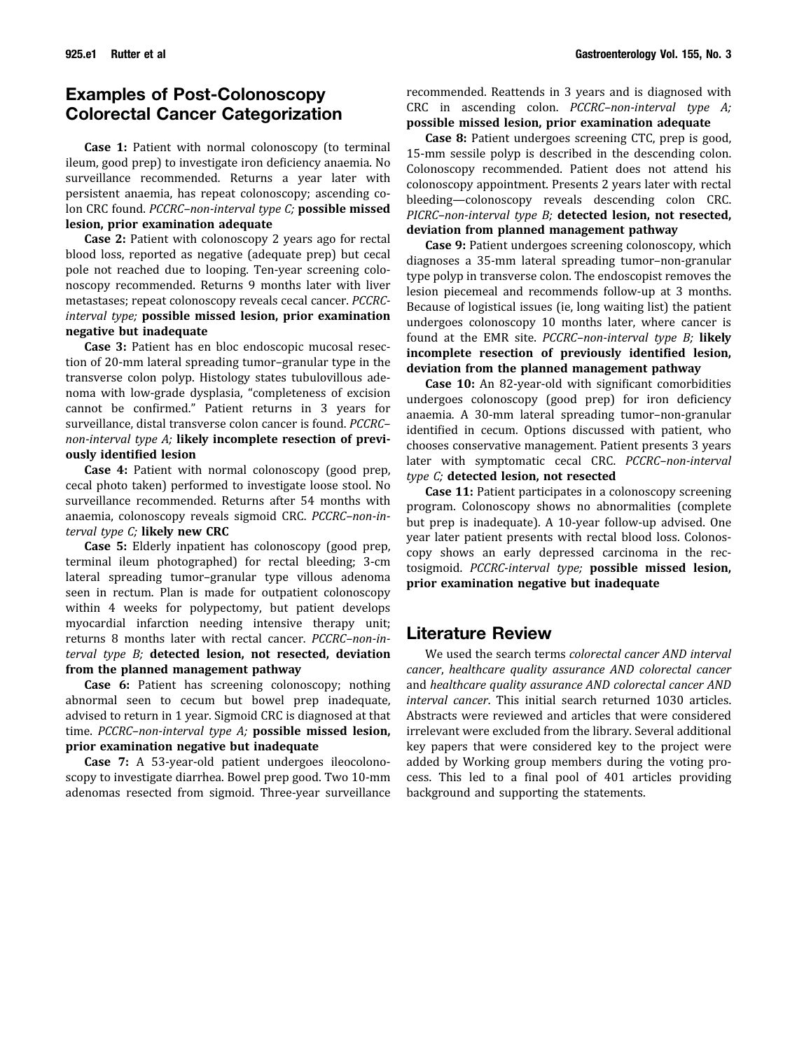## Examples of Post-Colonoscopy Colorectal Cancer Categorization

**Case 1:** Patient with normal colonoscopy (to terminal ileum, good prep) to investigate iron deficiency anaemia. No surveillance recommended. Returns a year later with persistent anaemia, has repeat colonoscopy; ascending colon CRC found. *PCCRC–non-interval type C;* **possible missed lesion, prior examination adequate**

**Case 2:** Patient with colonoscopy 2 years ago for rectal blood loss, reported as negative (adequate prep) but cecal pole not reached due to looping. Ten-year screening colonoscopy recommended. Returns 9 months later with liver metastases; repeat colonoscopy reveals cecal cancer. *PCCRC-interval type;* **possible missed lesion, prior examination negative but inadequate**

**Case 3:** Patient has en bloc endoscopic mucosal resection of 20-mm lateral spreading tumor–granular type in the transverse colon polyp. Histology states tubulovillous adenoma with low-grade dysplasia, "completeness of excision cannot be confirmed." Patient returns in 3 years for surveillance, distal transverse colon cancer is found. *PCCRC–non-interval type A;* **likely incomplete resection of previously identified lesion**

**Case 4:** Patient with normal colonoscopy (good prep, cecal photo taken) performed to investigate loose stool. No surveillance recommended. Returns after 54 months with anaemia, colonoscopy reveals sigmoid CRC. *PCCRC–non-interval type C;* **likely new CRC**

**Case 5:** Elderly inpatient has colonoscopy (good prep, terminal ileum photographed) for rectal bleeding; 3-cm lateral spreading tumor–granular type villous adenoma seen in rectum. Plan is made for outpatient colonoscopy within 4 weeks for polypectomy, but patient develops myocardial infarction needing intensive therapy unit; returns 8 months later with rectal cancer. *PCCRC–non-interval type B;* **detected lesion, not resected, deviation from the planned management pathway**

**Case 6:** Patient has screening colonoscopy; nothing abnormal seen to cecum but bowel prep inadequate, advised to return in 1 year. Sigmoid CRC is diagnosed at that time. *PCCRC–non-interval type A;* **possible missed lesion, prior examination negative but inadequate**

**Case 7:** A 53-year-old patient undergoes ileocolonoscopy to investigate diarrhea. Bowel prep good. Two 10-mm adenomas resected from sigmoid. Three-year surveillance recommended. Reattends in 3 years and is diagnosed with CRC in ascending colon. *PCCRC–non-interval type A;* **possible missed lesion, prior examination adequate**

**Case 8:** Patient undergoes screening CTC, prep is good, 15-mm sessile polyp is described in the descending colon. Colonoscopy recommended. Patient does not attend his colonoscopy appointment. Presents 2 years later with rectal bleeding—colonoscopy reveals descending colon CRC. *PICRC–non-interval type B;* **detected lesion, not resected, deviation from planned management pathway**

**Case 9:** Patient undergoes screening colonoscopy, which diagnoses a 35-mm lateral spreading tumor–non-granular type polyp in transverse colon. The endoscopist removes the lesion piecemeal and recommends follow-up at 3 months. Because of logistical issues (ie, long waiting list) the patient undergoes colonoscopy 10 months later, where cancer is found at the EMR site. *PCCRC–non-interval type B;* **likely incomplete resection of previously identified lesion, deviation from the planned management pathway**

**Case 10:** An 82-year-old with significant comorbidities undergoes colonoscopy (good prep) for iron deficiency anaemia. A 30-mm lateral spreading tumor–non-granular identified in cecum. Options discussed with patient, who chooses conservative management. Patient presents 3 years later with symptomatic cecal CRC. *PCCRC–non-interval type C;* **detected lesion, not resected**

**Case 11:** Patient participates in a colonoscopy screening program. Colonoscopy shows no abnormalities (complete but prep is inadequate). A 10-year follow-up advised. One year later patient presents with rectal blood loss. Colonoscopy shows an early depressed carcinoma in the rectosigmoid. *PCCRC-interval type;* **possible missed lesion, prior examination negative but inadequate**

## Literature Review

We used the search terms *colorectal cancer AND interval cancer*, *healthcare quality assurance AND colorectal cancer* and *healthcare quality assurance AND colorectal cancer AND interval cancer*. This initial search returned 1030 articles. Abstracts were reviewed and articles that were considered irrelevant were excluded from the library. Several additional key papers that were considered key to the project were added by Working group members during the voting process. This led to a final pool of 401 articles providing background and supporting the statements.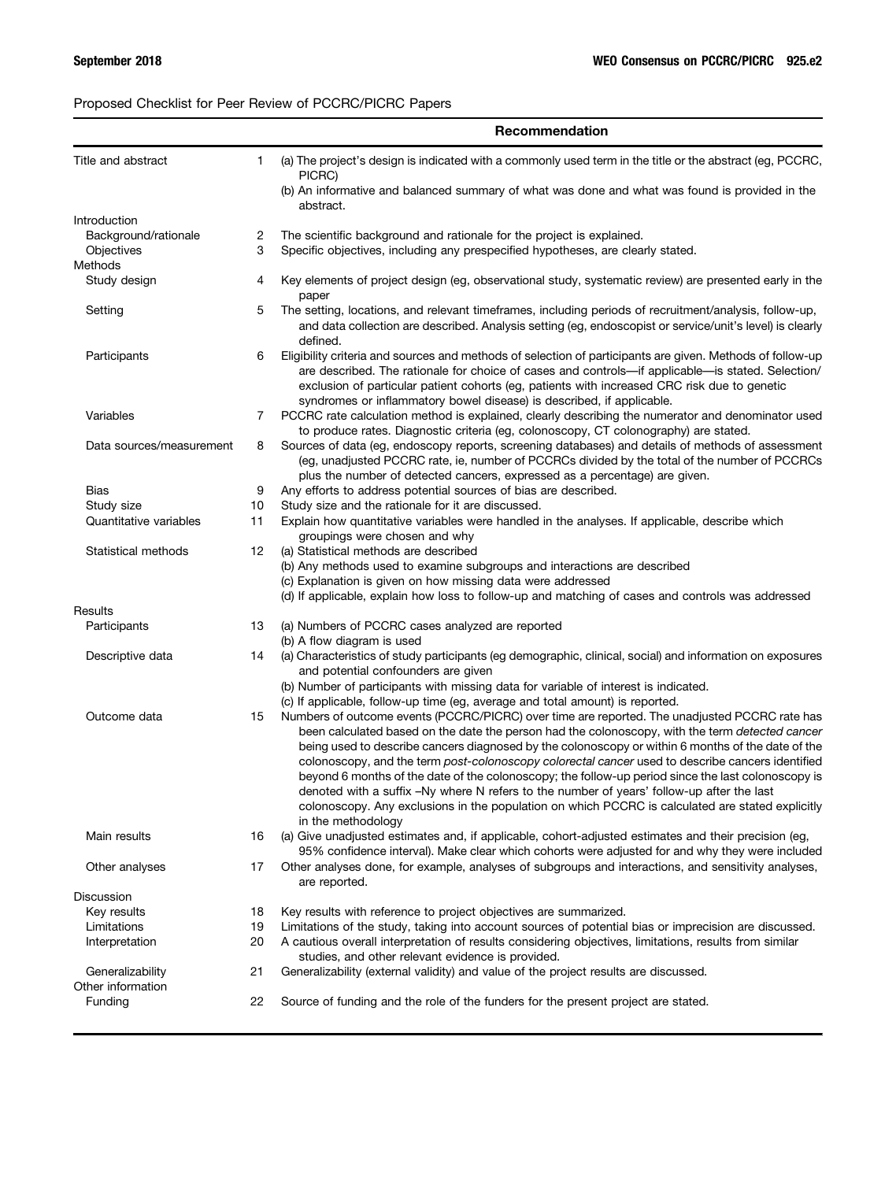Proposed Checklist for Peer Review of PCCRC/PICRC Papers

| | | Recommendation |
|---|---|---|
| Title and abstract | 1 | (a) The project's design is indicated with a commonly used term in the title or the abstract (eg, PCCRC, PICRC)<br>(b) An informative and balanced summary of what was done and what was found is provided in the abstract. |
| Introduction | | |
| Background/rationale | 2 | The scientific background and rationale for the project is explained. |
| Objectives | 3 | Specific objectives, including any prespecified hypotheses, are clearly stated. |
| Methods | | |
| Study design | 4 | Key elements of project design (eg, observational study, systematic review) are presented early in the paper |
| Setting | 5 | The setting, locations, and relevant timeframes, including periods of recruitment/analysis, follow-up, and data collection are described. Analysis setting (eg, endoscopist or service/unit's level) is clearly defined. |
| Participants | 6 | Eligibility criteria and sources and methods of selection of participants are given. Methods of follow-up are described. The rationale for choice of cases and controls—if applicable—is stated. Selection/exclusion of particular patient cohorts (eg, patients with increased CRC risk due to genetic syndromes or inflammatory bowel disease) is described, if applicable. |
| Variables | 7 | PCCRC rate calculation method is explained, clearly describing the numerator and denominator used to produce rates. Diagnostic criteria (eg, colonoscopy, CT colonography) are stated. |
| Data sources/measurement | 8 | Sources of data (eg, endoscopy reports, screening databases) and details of methods of assessment (eg, unadjusted PCCRC rate, ie, number of PCCRCs divided by the total of the number of PCCRCs plus the number of detected cancers, expressed as a percentage) are given. |
| Bias | 9 | Any efforts to address potential sources of bias are described. |
| Study size | 10 | Study size and the rationale for it are discussed. |
| Quantitative variables | 11 | Explain how quantitative variables were handled in the analyses. If applicable, describe which groupings were chosen and why |
| Statistical methods | 12 | (a) Statistical methods are described<br>(b) Any methods used to examine subgroups and interactions are described<br>(c) Explanation is given on how missing data were addressed<br>(d) If applicable, explain how loss to follow-up and matching of cases and controls was addressed |
| Results | | |
| Participants | 13 | (a) Numbers of PCCRC cases analyzed are reported<br>(b) A flow diagram is used |
| Descriptive data | 14 | (a) Characteristics of study participants (eg demographic, clinical, social) and information on exposures and potential confounders are given<br>(b) Number of participants with missing data for variable of interest is indicated.<br>(c) If applicable, follow-up time (eg, average and total amount) is reported. |
| Outcome data | 15 | Numbers of outcome events (PCCRC/PICRC) over time are reported. The unadjusted PCCRC rate has been calculated based on the date the person had the colonoscopy, with the term *detected cancer* being used to describe cancers diagnosed by the colonoscopy or within 6 months of the date of the colonoscopy, and the term *post-colonoscopy colorectal cancer* used to describe cancers identified beyond 6 months of the date of the colonoscopy; the follow-up period since the last colonoscopy is denoted with a suffix –Ny where N refers to the number of years' follow-up after the last colonoscopy. Any exclusions in the population on which PCCRC is calculated are stated explicitly in the methodology |
| Main results | 16 | (a) Give unadjusted estimates and, if applicable, cohort-adjusted estimates and their precision (eg, 95% confidence interval). Make clear which cohorts were adjusted for and why they were included |
| Other analyses | 17 | Other analyses done, for example, analyses of subgroups and interactions, and sensitivity analyses, are reported. |
| Discussion | | |
| Key results | 18 | Key results with reference to project objectives are summarized. |
| Limitations | 19 | Limitations of the study, taking into account sources of potential bias or imprecision are discussed. |
| Interpretation | 20 | A cautious overall interpretation of results considering objectives, limitations, results from similar studies, and other relevant evidence is provided. |
| Generalizability | 21 | Generalizability (external validity) and value of the project results are discussed. |
| Other information | | |
| Funding | 22 | Source of funding and the role of the funders for the present project are stated. |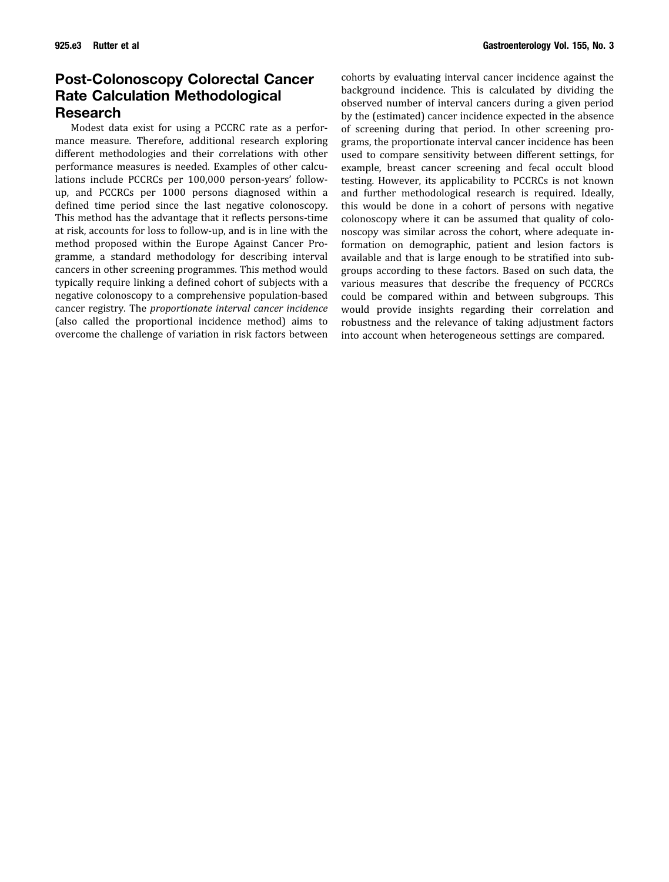## Post-Colonoscopy Colorectal Cancer Rate Calculation Methodological Research

Modest data exist for using a PCCRC rate as a performance measure. Therefore, additional research exploring different methodologies and their correlations with other performance measures is needed. Examples of other calculations include PCCRCs per 100,000 person-years' follow-up, and PCCRCs per 1000 persons diagnosed within a defined time period since the last negative colonoscopy. This method has the advantage that it reflects persons-time at risk, accounts for loss to follow-up, and is in line with the method proposed within the Europe Against Cancer Programme, a standard methodology for describing interval cancers in other screening programmes. This method would typically require linking a defined cohort of subjects with a negative colonoscopy to a comprehensive population-based cancer registry. The *proportionate interval cancer incidence* (also called the proportional incidence method) aims to overcome the challenge of variation in risk factors between cohorts by evaluating interval cancer incidence against the background incidence. This is calculated by dividing the observed number of interval cancers during a given period by the (estimated) cancer incidence expected in the absence of screening during that period. In other screening programs, the proportionate interval cancer incidence has been used to compare sensitivity between different settings, for example, breast cancer screening and fecal occult blood testing. However, its applicability to PCCRCs is not known and further methodological research is required. Ideally, this would be done in a cohort of persons with negative colonoscopy where it can be assumed that quality of colonoscopy was similar across the cohort, where adequate information on demographic, patient and lesion factors is available and that is large enough to be stratified into subgroups according to these factors. Based on such data, the various measures that describe the frequency of PCCRCs could be compared within and between subgroups. This would provide insights regarding their correlation and robustness and the relevance of taking adjustment factors into account when heterogeneous settings are compared.